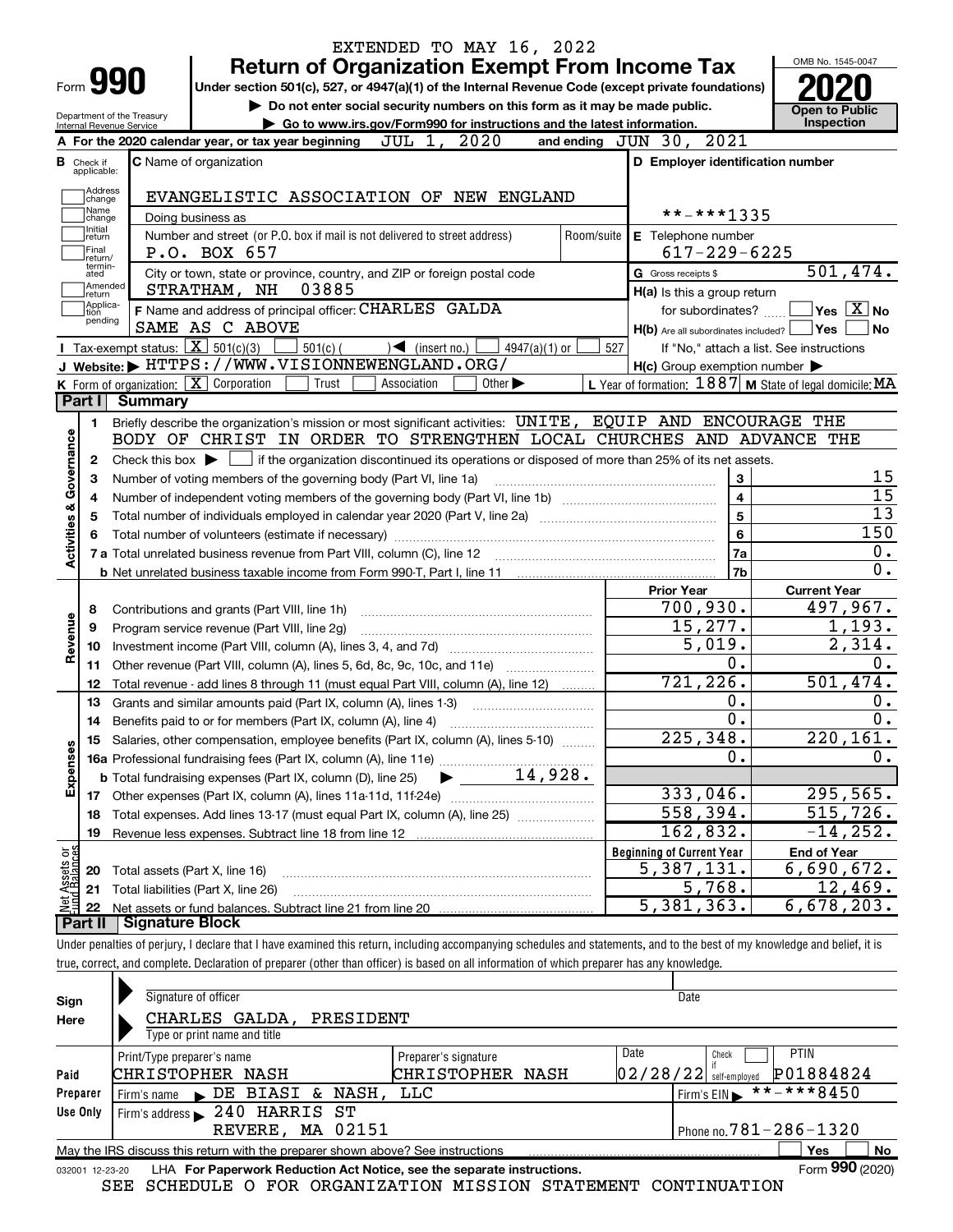EXTENDED TO MAY 16, 2022

Form **990**

# Return of Organization Exempt From Income Tax

**Under section 501(c), 527, or 4947(a)(1) of the Internal Revenue Code (except private foundations)**

▶ Do not enter social security numbers on this form as it may be made public.

▶ Go to www.irs.gov/Form990 for instructions and the latest information.

Department of the Treasury
Internal Revenue Service

OMB No. 1545-0047

**2020**

**Open to Public Inspection**

**A** For the 2020 calendar year, or tax year beginning JUL 1, 2020 and ending JUN 30, 2021

**B** Check if applicable: Address change, Name change, Initial return, Final return/terminated, Amended return, Application pending

**C** Name of organization: EVANGELISTIC ASSOCIATION OF NEW ENGLAND

Doing business as

Number and street (or P.O. box if mail is not delivered to street address): P.O. BOX 657 | Room/suite

City or town, state or province, country, and ZIP or foreign postal code: STRATHAM, NH 03885

**D** Employer identification number: **-***1335

**E** Telephone number: 617-229-6225

**G** Gross receipts $ 501,474.

**F** Name and address of principal officer: CHARLES GALDA
SAME AS C ABOVE

**H(a)** Is this a group return for subordinates? ☐ Yes ☒ No

**H(b)** Are all subordinates included? ☐ Yes ☐ No
If "No," attach a list. See instructions

**H(c)** Group exemption number ▶

**I** Tax-exempt status: ☒ 501(c)(3) ☐ 501(c) ( ) ◀ (insert no.) ☐ 4947(a)(1) or ☐ 527

**J** Website: ▶ HTTPS://WWW.VISIONNEWENGLAND.ORG/

**K** Form of organization: ☒ Corporation ☐ Trust ☐ Association ☐ Other ▶

**L** Year of formation: 1887 **M** State of legal domicile: MA

## Part I Summary

**Activities & Governance**

1 Briefly describe the organization's mission or most significant activities: UNITE, EQUIP AND ENCOURAGE THE BODY OF CHRIST IN ORDER TO STRENGTHEN LOCAL CHURCHES AND ADVANCE THE

2 Check this box ▶ ☐ if the organization discontinued its operations or disposed of more than 25% of its net assets.

| | | | |
|---|---|---|---|
| 3 | Number of voting members of the governing body (Part VI, line 1a) | 3 | 15 |
| 4 | Number of independent voting members of the governing body (Part VI, line 1b) | 4 | 15 |
| 5 | Total number of individuals employed in calendar year 2020 (Part V, line 2a) | 5 | 13 |
| 6 | Total number of volunteers (estimate if necessary) | 6 | 150 |
| 7a | Total unrelated business revenue from Part VIII, column (C), line 12 | 7a | 0. |
| b | Net unrelated business taxable income from Form 990-T, Part I, line 11 | 7b | 0. |

| | | Prior Year | Current Year |
|---|---|---|---|
| **Revenue** | | | |
| 8 | Contributions and grants (Part VIII, line 1h) | 700,930. | 497,967. |
| 9 | Program service revenue (Part VIII, line 2g) | 15,277. | 1,193. |
| 10 | Investment income (Part VIII, column (A), lines 3, 4, and 7d) | 5,019. | 2,314. |
| 11 | Other revenue (Part VIII, column (A), lines 5, 6d, 8c, 9c, 10c, and 11e) | 0. | 0. |
| 12 | Total revenue - add lines 8 through 11 (must equal Part VIII, column (A), line 12) | 721,226. | 501,474. |
| **Expenses** | | | |
| 13 | Grants and similar amounts paid (Part IX, column (A), lines 1-3) | 0. | 0. |
| 14 | Benefits paid to or for members (Part IX, column (A), line 4) | 0. | 0. |
| 15 | Salaries, other compensation, employee benefits (Part IX, column (A), lines 5-10) | 225,348. | 220,161. |
| 16a | Professional fundraising fees (Part IX, column (A), line 11e) | 0. | 0. |
| b | Total fundraising expenses (Part IX, column (D), line 25) ▶ 14,928. | | |
| 17 | Other expenses (Part IX, column (A), lines 11a-11d, 11f-24e) | 333,046. | 295,565. |
| 18 | Total expenses. Add lines 13-17 (must equal Part IX, column (A), line 25) | 558,394. | 515,726. |
| 19 | Revenue less expenses. Subtract line 18 from line 12 | 162,832. | -14,252. |

| **Net Assets or Fund Balances** | | Beginning of Current Year | End of Year |
|---|---|---|---|
| 20 | Total assets (Part X, line 16) | 5,387,131. | 6,690,672. |
| 21 | Total liabilities (Part X, line 26) | 5,768. | 12,469. |
| 22 | Net assets or fund balances. Subtract line 21 from line 20 | 5,381,363. | 6,678,203. |

## Part II Signature Block

Under penalties of perjury, I declare that I have examined this return, including accompanying schedules and statements, and to the best of my knowledge and belief, it is true, correct, and complete. Declaration of preparer (other than officer) is based on all information of which preparer has any knowledge.

**Sign Here**

Signature of officer | Date

CHARLES GALDA, PRESIDENT
Type or print name and title

**Paid Preparer Use Only**

| Print/Type preparer's name | Preparer's signature | Date | Check ☐ if self-employed | PTIN |
|---|---|---|---|---|
| CHRISTOPHER NASH | CHRISTOPHER NASH | 02/28/22 | | P01884824 |

Firm's name ▶ DE BIASI & NASH, LLC | Firm's EIN ▶ **-***8450

Firm's address ▶ 240 HARRIS ST, REVERE, MA 02151 | Phone no. 781-286-1320

May the IRS discuss this return with the preparer shown above? See instructions ☐ Yes ☐ No

032001 12-23-20 LHA For Paperwork Reduction Act Notice, see the separate instructions. Form **990** (2020)

SEE SCHEDULE O FOR ORGANIZATION MISSION STATEMENT CONTINUATION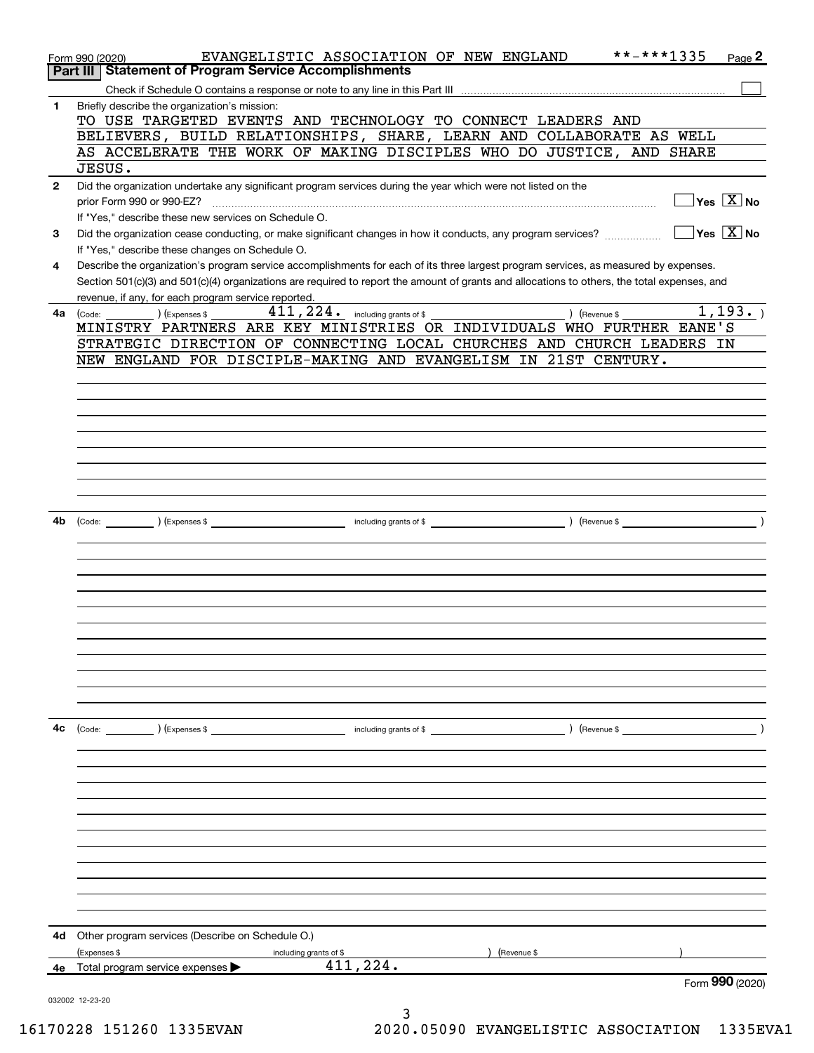Form 990 (2020) EVANGELISTIC ASSOCIATION OF NEW ENGLAND **-***1335 Page 2

## Part III | Statement of Program Service Accomplishments

Check if Schedule O contains a response or note to any line in this Part III [ ]

**1** Briefly describe the organization's mission:

TO USE TARGETED EVENTS AND TECHNOLOGY TO CONNECT LEADERS AND BELIEVERS, BUILD RELATIONSHIPS, SHARE, LEARN AND COLLABORATE AS WELL AS ACCELERATE THE WORK OF MAKING DISCIPLES WHO DO JUSTICE, AND SHARE JESUS.

**2** Did the organization undertake any significant program services during the year which were not listed on the prior Form 990 or 990-EZ? [ ] Yes [X] No

If "Yes," describe these new services on Schedule O.

**3** Did the organization cease conducting, or make significant changes in how it conducts, any program services? [ ] Yes [X] No

If "Yes," describe these changes on Schedule O.

**4** Describe the organization's program service accomplishments for each of its three largest program services, as measured by expenses. Section 501(c)(3) and 501(c)(4) organizations are required to report the amount of grants and allocations to others, the total expenses, and revenue, if any, for each program service reported.

**4a** (Code: ) (Expenses $ 411,224. including grants of $ ) (Revenue $ 1,193. )

MINISTRY PARTNERS ARE KEY MINISTRIES OR INDIVIDUALS WHO FURTHER EANE'S STRATEGIC DIRECTION OF CONNECTING LOCAL CHURCHES AND CHURCH LEADERS IN NEW ENGLAND FOR DISCIPLE-MAKING AND EVANGELISM IN 21ST CENTURY.

**4b** (Code: ) (Expenses $ including grants of $ ) (Revenue $ )

**4c** (Code: ) (Expenses $ including grants of $ ) (Revenue $ )

**4d** Other program services (Describe on Schedule O.)

(Expenses $ including grants of $ ) (Revenue $ )

**4e** Total program service expenses ▶ 411,224.

Form **990** (2020)

032002 12-23-20

16170228 151260 1335EVAN 2020.05090 EVANGELISTIC ASSOCIATION 1335EVA1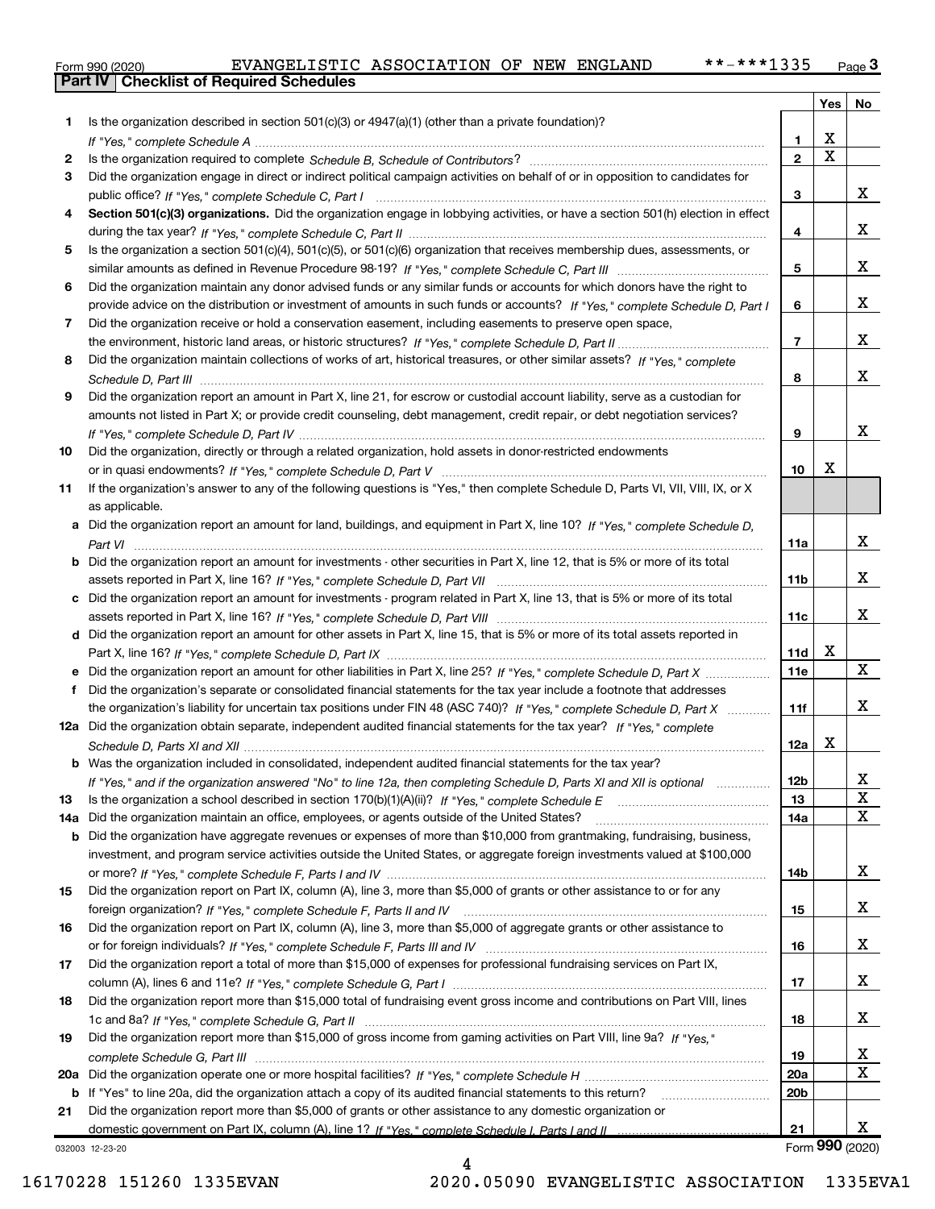Form 990 (2020) EVANGELISTIC ASSOCIATION OF NEW ENGLAND **-***1335 Page 3

**Part IV | Checklist of Required Schedules**

| | | | Yes | No |
|---|---|---|---|---|
| 1 | Is the organization described in section 501(c)(3) or 4947(a)(1) (other than a private foundation)? *If "Yes," complete Schedule A* | 1 | X | |
| 2 | Is the organization required to complete *Schedule B, Schedule of Contributors*? | 2 | X | |
| 3 | Did the organization engage in direct or indirect political campaign activities on behalf of or in opposition to candidates for public office? *If "Yes," complete Schedule C, Part I* | 3 | | X |
| 4 | **Section 501(c)(3) organizations.** Did the organization engage in lobbying activities, or have a section 501(h) election in effect during the tax year? *If "Yes," complete Schedule C, Part II* | 4 | | X |
| 5 | Is the organization a section 501(c)(4), 501(c)(5), or 501(c)(6) organization that receives membership dues, assessments, or similar amounts as defined in Revenue Procedure 98-19? *If "Yes," complete Schedule C, Part III* | 5 | | X |
| 6 | Did the organization maintain any donor advised funds or any similar funds or accounts for which donors have the right to provide advice on the distribution or investment of amounts in such funds or accounts? *If "Yes," complete Schedule D, Part I* | 6 | | X |
| 7 | Did the organization receive or hold a conservation easement, including easements to preserve open space, the environment, historic land areas, or historic structures? *If "Yes," complete Schedule D, Part II* | 7 | | X |
| 8 | Did the organization maintain collections of works of art, historical treasures, or other similar assets? *If "Yes," complete Schedule D, Part III* | 8 | | X |
| 9 | Did the organization report an amount in Part X, line 21, for escrow or custodial account liability, serve as a custodian for amounts not listed in Part X; or provide credit counseling, debt management, credit repair, or debt negotiation services? *If "Yes," complete Schedule D, Part IV* | 9 | | X |
| 10 | Did the organization, directly or through a related organization, hold assets in donor-restricted endowments or in quasi endowments? *If "Yes," complete Schedule D, Part V* | 10 | X | |
| 11 | If the organization's answer to any of the following questions is "Yes," then complete Schedule D, Parts VI, VII, VIII, IX, or X as applicable. | | | |
| a | Did the organization report an amount for land, buildings, and equipment in Part X, line 10? *If "Yes," complete Schedule D, Part VI* | 11a | | X |
| b | Did the organization report an amount for investments - other securities in Part X, line 12, that is 5% or more of its total assets reported in Part X, line 16? *If "Yes," complete Schedule D, Part VII* | 11b | | X |
| c | Did the organization report an amount for investments - program related in Part X, line 13, that is 5% or more of its total assets reported in Part X, line 16? *If "Yes," complete Schedule D, Part VIII* | 11c | | X |
| d | Did the organization report an amount for other assets in Part X, line 15, that is 5% or more of its total assets reported in Part X, line 16? *If "Yes," complete Schedule D, Part IX* | 11d | X | |
| e | Did the organization report an amount for other liabilities in Part X, line 25? *If "Yes," complete Schedule D, Part X* | 11e | | X |
| f | Did the organization's separate or consolidated financial statements for the tax year include a footnote that addresses the organization's liability for uncertain tax positions under FIN 48 (ASC 740)? *If "Yes," complete Schedule D, Part X* | 11f | | X |
| 12a | Did the organization obtain separate, independent audited financial statements for the tax year? *If "Yes," complete Schedule D, Parts XI and XII* | 12a | X | |
| b | Was the organization included in consolidated, independent audited financial statements for the tax year? *If "Yes," and if the organization answered "No" to line 12a, then completing Schedule D, Parts XI and XII is optional* | 12b | | X |
| 13 | Is the organization a school described in section 170(b)(1)(A)(ii)? *If "Yes," complete Schedule E* | 13 | | X |
| 14a | Did the organization maintain an office, employees, or agents outside of the United States? | 14a | | X |
| b | Did the organization have aggregate revenues or expenses of more than $10,000 from grantmaking, fundraising, business, investment, and program service activities outside the United States, or aggregate foreign investments valued at $100,000 or more? *If "Yes," complete Schedule F, Parts I and IV* | 14b | | X |
| 15 | Did the organization report on Part IX, column (A), line 3, more than $5,000 of grants or other assistance to or for any foreign organization? *If "Yes," complete Schedule F, Parts II and IV* | 15 | | X |
| 16 | Did the organization report on Part IX, column (A), line 3, more than $5,000 of aggregate grants or other assistance to or for foreign individuals? *If "Yes," complete Schedule F, Parts III and IV* | 16 | | X |
| 17 | Did the organization report a total of more than $15,000 of expenses for professional fundraising services on Part IX, column (A), lines 6 and 11e? *If "Yes," complete Schedule G, Part I* | 17 | | X |
| 18 | Did the organization report more than $15,000 total of fundraising event gross income and contributions on Part VIII, lines 1c and 8a? *If "Yes," complete Schedule G, Part II* | 18 | | X |
| 19 | Did the organization report more than $15,000 of gross income from gaming activities on Part VIII, line 9a? *If "Yes," complete Schedule G, Part III* | 19 | | X |
| 20a | Did the organization operate one or more hospital facilities? *If "Yes," complete Schedule H* | 20a | | X |
| b | If "Yes" to line 20a, did the organization attach a copy of its audited financial statements to this return? | 20b | | |
| 21 | Did the organization report more than $5,000 of grants or other assistance to any domestic organization or domestic government on Part IX, column (A), line 1? *If "Yes," complete Schedule I, Parts I and II* | 21 | | X |

032003 12-23-20 Form **990** (2020)

16170228 151260 1335EVAN 2020.05090 EVANGELISTIC ASSOCIATION 1335EVA1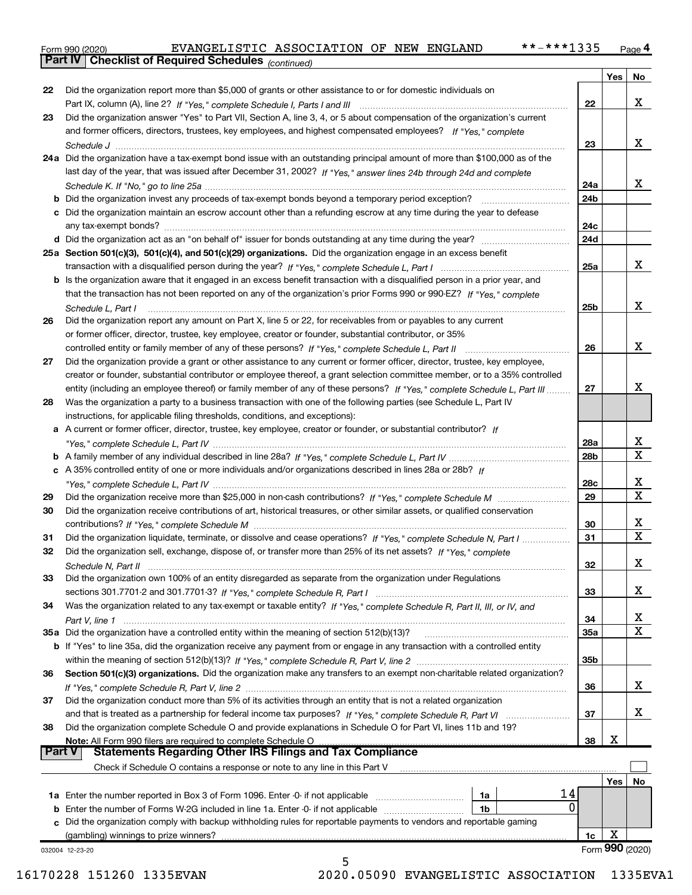Form 990 (2020) EVANGELISTIC ASSOCIATION OF NEW ENGLAND **-***1335 Page 4

## Part IV Checklist of Required Schedules *(continued)*

| | | | Yes | No |
|---|---|---|---|---|
| 22 | Did the organization report more than $5,000 of grants or other assistance to or for domestic individuals on Part IX, column (A), line 2? *If "Yes," complete Schedule I, Parts I and III* | 22 | | X |
| 23 | Did the organization answer "Yes" to Part VII, Section A, line 3, 4, or 5 about compensation of the organization's current and former officers, directors, trustees, key employees, and highest compensated employees? *If "Yes," complete Schedule J* | 23 | | X |
| 24a | Did the organization have a tax-exempt bond issue with an outstanding principal amount of more than $100,000 as of the last day of the year, that was issued after December 31, 2002? *If "Yes," answer lines 24b through 24d and complete Schedule K. If "No," go to line 25a* | 24a | | X |
| b | Did the organization invest any proceeds of tax-exempt bonds beyond a temporary period exception? | 24b | | |
| c | Did the organization maintain an escrow account other than a refunding escrow at any time during the year to defease any tax-exempt bonds? | 24c | | |
| d | Did the organization act as an "on behalf of" issuer for bonds outstanding at any time during the year? | 24d | | |
| 25a | **Section 501(c)(3), 501(c)(4), and 501(c)(29) organizations.** Did the organization engage in an excess benefit transaction with a disqualified person during the year? *If "Yes," complete Schedule L, Part I* | 25a | | X |
| b | Is the organization aware that it engaged in an excess benefit transaction with a disqualified person in a prior year, and that the transaction has not been reported on any of the organization's prior Forms 990 or 990-EZ? *If "Yes," complete Schedule L, Part I* | 25b | | X |
| 26 | Did the organization report any amount on Part X, line 5 or 22, for receivables from or payables to any current or former officer, director, trustee, key employee, creator or founder, substantial contributor, or 35% controlled entity or family member of any of these persons? *If "Yes," complete Schedule L, Part II* | 26 | | X |
| 27 | Did the organization provide a grant or other assistance to any current or former officer, director, trustee, key employee, creator or founder, substantial contributor or employee thereof, a grant selection committee member, or to a 35% controlled entity (including an employee thereof) or family member of any of these persons? *If "Yes," complete Schedule L, Part III* | 27 | | X |
| 28 | Was the organization a party to a business transaction with one of the following parties (see Schedule L, Part IV instructions, for applicable filing thresholds, conditions, and exceptions): | | | |
| a | A current or former officer, director, trustee, key employee, creator or founder, or substantial contributor? *If "Yes," complete Schedule L, Part IV* | 28a | | X |
| b | A family member of any individual described in line 28a? *If "Yes," complete Schedule L, Part IV* | 28b | | X |
| c | A 35% controlled entity of one or more individuals and/or organizations described in lines 28a or 28b? *If "Yes," complete Schedule L, Part IV* | 28c | | X |
| 29 | Did the organization receive more than $25,000 in non-cash contributions? *If "Yes," complete Schedule M* | 29 | | X |
| 30 | Did the organization receive contributions of art, historical treasures, or other similar assets, or qualified conservation contributions? *If "Yes," complete Schedule M* | 30 | | X |
| 31 | Did the organization liquidate, terminate, or dissolve and cease operations? *If "Yes," complete Schedule N, Part I* | 31 | | X |
| 32 | Did the organization sell, exchange, dispose of, or transfer more than 25% of its net assets? *If "Yes," complete Schedule N, Part II* | 32 | | X |
| 33 | Did the organization own 100% of an entity disregarded as separate from the organization under Regulations sections 301.7701-2 and 301.7701-3? *If "Yes," complete Schedule R, Part I* | 33 | | X |
| 34 | Was the organization related to any tax-exempt or taxable entity? *If "Yes," complete Schedule R, Part II, III, or IV, and Part V, line 1* | 34 | | X |
| 35a | Did the organization have a controlled entity within the meaning of section 512(b)(13)? | 35a | | X |
| b | If "Yes" to line 35a, did the organization receive any payment from or engage in any transaction with a controlled entity within the meaning of section 512(b)(13)? *If "Yes," complete Schedule R, Part V, line 2* | 35b | | |
| 36 | **Section 501(c)(3) organizations.** Did the organization make any transfers to an exempt non-charitable related organization? *If "Yes," complete Schedule R, Part V, line 2* | 36 | | X |
| 37 | Did the organization conduct more than 5% of its activities through an entity that is not a related organization and that is treated as a partnership for federal income tax purposes? *If "Yes," complete Schedule R, Part VI* | 37 | | X |
| 38 | Did the organization complete Schedule O and provide explanations in Schedule O for Part VI, lines 11b and 19? **Note:** All Form 990 filers are required to complete Schedule O | 38 | X | |

## Part V Statements Regarding Other IRS Filings and Tax Compliance

Check if Schedule O contains a response or note to any line in this Part V ☐

| | | | | | Yes | No |
|---|---|---|---|---|---|---|
| 1a | Enter the number reported in Box 3 of Form 1096. Enter -0- if not applicable | 1a | 14 | | | |
| b | Enter the number of Forms W-2G included in line 1a. Enter -0- if not applicable | 1b | 0 | | | |
| c | Did the organization comply with backup withholding rules for reportable payments to vendors and reportable gaming (gambling) winnings to prize winners? | | | 1c | X | |

032004 12-23-20 Form **990** (2020)

16170228 151260 1335EVAN 2020.05090 EVANGELISTIC ASSOCIATION 1335EVA1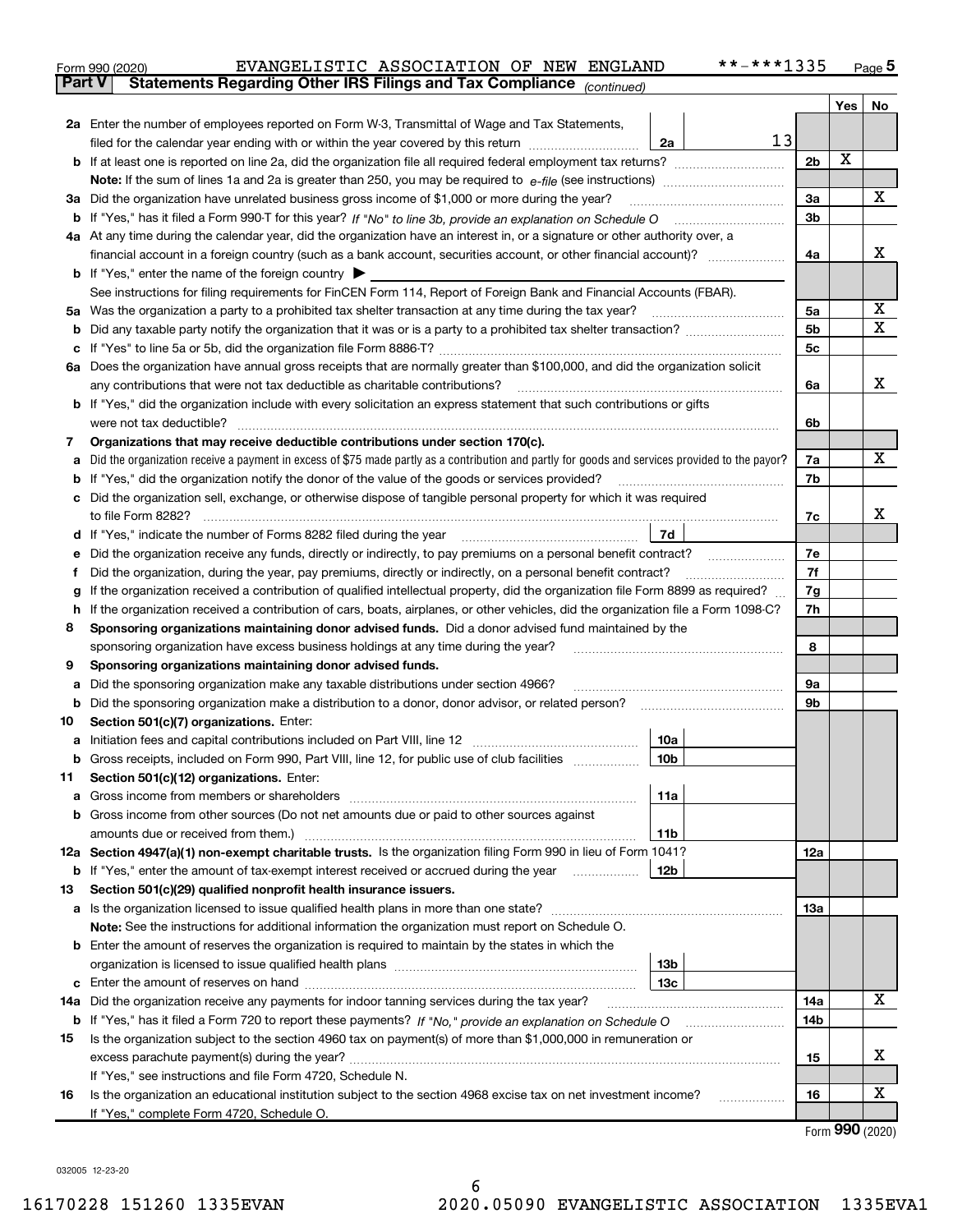Form 990 (2020) EVANGELISTIC ASSOCIATION OF NEW ENGLAND **-***1335 Page 5

**Part V Statements Regarding Other IRS Filings and Tax Compliance** *(continued)*

| | | | | | Yes | No |
|---|---|---|---|---|---|---|
| **2a** | Enter the number of employees reported on Form W-3, Transmittal of Wage and Tax Statements, filed for the calendar year ending with or within the year covered by this return | 2a | 13 | | | |
| **b** | If at least one is reported on line 2a, did the organization file all required federal employment tax returns? | | | 2b | X | |
| | **Note:** If the sum of lines 1a and 2a is greater than 250, you may be required to *e-file* (see instructions) | | | | | |
| **3a** | Did the organization have unrelated business gross income of $1,000 or more during the year? | | | 3a | | X |
| **b** | If "Yes," has it filed a Form 990-T for this year? *If "No" to line 3b, provide an explanation on Schedule O* | | | 3b | | |
| **4a** | At any time during the calendar year, did the organization have an interest in, or a signature or other authority over, a financial account in a foreign country (such as a bank account, securities account, or other financial account)? | | | 4a | | X |
| **b** | If "Yes," enter the name of the foreign country ▶ | | | | | |
| | See instructions for filing requirements for FinCEN Form 114, Report of Foreign Bank and Financial Accounts (FBAR). | | | | | |
| **5a** | Was the organization a party to a prohibited tax shelter transaction at any time during the tax year? | | | 5a | | X |
| **b** | Did any taxable party notify the organization that it was or is a party to a prohibited tax shelter transaction? | | | 5b | | X |
| **c** | If "Yes" to line 5a or 5b, did the organization file Form 8886-T? | | | 5c | | |
| **6a** | Does the organization have annual gross receipts that are normally greater than $100,000, and did the organization solicit any contributions that were not tax deductible as charitable contributions? | | | 6a | | X |
| **b** | If "Yes," did the organization include with every solicitation an express statement that such contributions or gifts were not tax deductible? | | | 6b | | |
| **7** | **Organizations that may receive deductible contributions under section 170(c).** | | | | | |
| **a** | Did the organization receive a payment in excess of $75 made partly as a contribution and partly for goods and services provided to the payor? | | | 7a | | X |
| **b** | If "Yes," did the organization notify the donor of the value of the goods or services provided? | | | 7b | | |
| **c** | Did the organization sell, exchange, or otherwise dispose of tangible personal property for which it was required to file Form 8282? | | | 7c | | X |
| **d** | If "Yes," indicate the number of Forms 8282 filed during the year | 7d | | | | |
| **e** | Did the organization receive any funds, directly or indirectly, to pay premiums on a personal benefit contract? | | | 7e | | |
| **f** | Did the organization, during the year, pay premiums, directly or indirectly, on a personal benefit contract? | | | 7f | | |
| **g** | If the organization received a contribution of qualified intellectual property, did the organization file Form 8899 as required? | | | 7g | | |
| **h** | If the organization received a contribution of cars, boats, airplanes, or other vehicles, did the organization file a Form 1098-C? | | | 7h | | |
| **8** | **Sponsoring organizations maintaining donor advised funds.** Did a donor advised fund maintained by the sponsoring organization have excess business holdings at any time during the year? | | | 8 | | |
| **9** | **Sponsoring organizations maintaining donor advised funds.** | | | | | |
| **a** | Did the sponsoring organization make any taxable distributions under section 4966? | | | 9a | | |
| **b** | Did the sponsoring organization make a distribution to a donor, donor advisor, or related person? | | | 9b | | |
| **10** | **Section 501(c)(7) organizations.** Enter: | | | | | |
| **a** | Initiation fees and capital contributions included on Part VIII, line 12 | 10a | | | | |
| **b** | Gross receipts, included on Form 990, Part VIII, line 12, for public use of club facilities | 10b | | | | |
| **11** | **Section 501(c)(12) organizations.** Enter: | | | | | |
| **a** | Gross income from members or shareholders | 11a | | | | |
| **b** | Gross income from other sources (Do not net amounts due or paid to other sources against amounts due or received from them.) | 11b | | | | |
| **12a** | **Section 4947(a)(1) non-exempt charitable trusts.** Is the organization filing Form 990 in lieu of Form 1041? | | | 12a | | |
| **b** | If "Yes," enter the amount of tax-exempt interest received or accrued during the year | 12b | | | | |
| **13** | **Section 501(c)(29) qualified nonprofit health insurance issuers.** | | | | | |
| **a** | Is the organization licensed to issue qualified health plans in more than one state? | | | 13a | | |
| | **Note:** See the instructions for additional information the organization must report on Schedule O. | | | | | |
| **b** | Enter the amount of reserves the organization is required to maintain by the states in which the organization is licensed to issue qualified health plans | 13b | | | | |
| **c** | Enter the amount of reserves on hand | 13c | | | | |
| **14a** | Did the organization receive any payments for indoor tanning services during the tax year? | | | 14a | | X |
| **b** | If "Yes," has it filed a Form 720 to report these payments? *If "No," provide an explanation on Schedule O* | | | 14b | | |
| **15** | Is the organization subject to the section 4960 tax on payment(s) of more than $1,000,000 in remuneration or excess parachute payment(s) during the year? | | | 15 | | X |
| | If "Yes," see instructions and file Form 4720, Schedule N. | | | | | |
| **16** | Is the organization an educational institution subject to the section 4968 excise tax on net investment income? | | | 16 | | X |
| | If "Yes," complete Form 4720, Schedule O. | | | | | |

Form **990** (2020)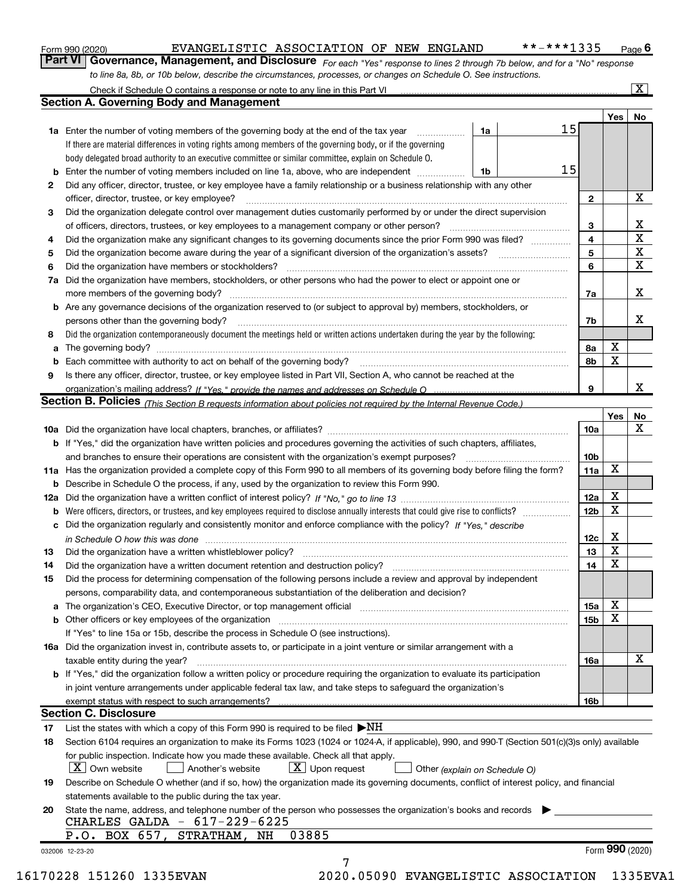Form 990 (2020) EVANGELISTIC ASSOCIATION OF NEW ENGLAND **-***1335 Page 6

## Part VI Governance, Management, and Disclosure

*For each "Yes" response to lines 2 through 7b below, and for a "No" response to line 8a, 8b, or 10b below, describe the circumstances, processes, or changes on Schedule O. See instructions.*

Check if Schedule O contains a response or note to any line in this Part VI .......... [X]

### Section A. Governing Body and Management

| | | | | Line | Yes | No |
|---|---|---|---|---|---|---|
| **1a** | Enter the number of voting members of the governing body at the end of the tax year | 1a | 15 | | | |
| | If there are material differences in voting rights among members of the governing body, or if the governing body delegated broad authority to an executive committee or similar committee, explain on Schedule O. | | | | | |
| **b** | Enter the number of voting members included on line 1a, above, who are independent | 1b | 15 | | | |
| **2** | Did any officer, director, trustee, or key employee have a family relationship or a business relationship with any other officer, director, trustee, or key employee? | | | 2 | | X |
| **3** | Did the organization delegate control over management duties customarily performed by or under the direct supervision of officers, directors, trustees, or key employees to a management company or other person? | | | 3 | | X |
| **4** | Did the organization make any significant changes to its governing documents since the prior Form 990 was filed? | | | 4 | | X |
| **5** | Did the organization become aware during the year of a significant diversion of the organization's assets? | | | 5 | | X |
| **6** | Did the organization have members or stockholders? | | | 6 | | X |
| **7a** | Did the organization have members, stockholders, or other persons who had the power to elect or appoint one or more members of the governing body? | | | 7a | | X |
| **b** | Are any governance decisions of the organization reserved to (or subject to approval by) members, stockholders, or persons other than the governing body? | | | 7b | | X |
| **8** | Did the organization contemporaneously document the meetings held or written actions undertaken during the year by the following: | | | | | |
| **a** | The governing body? | | | 8a | X | |
| **b** | Each committee with authority to act on behalf of the governing body? | | | 8b | X | |
| **9** | Is there any officer, director, trustee, or key employee listed in Part VII, Section A, who cannot be reached at the organization's mailing address? *If "Yes," provide the names and addresses on Schedule O* | | | 9 | | X |

### Section B. Policies *(This Section B requests information about policies not required by the Internal Revenue Code.)*

| | | Line | Yes | No |
|---|---|---|---|---|
| **10a** | Did the organization have local chapters, branches, or affiliates? | 10a | | X |
| **b** | If "Yes," did the organization have written policies and procedures governing the activities of such chapters, affiliates, and branches to ensure their operations are consistent with the organization's exempt purposes? | 10b | | |
| **11a** | Has the organization provided a complete copy of this Form 990 to all members of its governing body before filing the form? | 11a | X | |
| **b** | Describe in Schedule O the process, if any, used by the organization to review this Form 990. | | | |
| **12a** | Did the organization have a written conflict of interest policy? *If "No," go to line 13* | 12a | X | |
| **b** | Were officers, directors, or trustees, and key employees required to disclose annually interests that could give rise to conflicts? | 12b | X | |
| **c** | Did the organization regularly and consistently monitor and enforce compliance with the policy? *If "Yes," describe in Schedule O how this was done* | 12c | X | |
| **13** | Did the organization have a written whistleblower policy? | 13 | X | |
| **14** | Did the organization have a written document retention and destruction policy? | 14 | X | |
| **15** | Did the process for determining compensation of the following persons include a review and approval by independent persons, comparability data, and contemporaneous substantiation of the deliberation and decision? | | | |
| **a** | The organization's CEO, Executive Director, or top management official | 15a | X | |
| **b** | Other officers or key employees of the organization | 15b | X | |
| | If "Yes" to line 15a or 15b, describe the process in Schedule O (see instructions). | | | |
| **16a** | Did the organization invest in, contribute assets to, or participate in a joint venture or similar arrangement with a taxable entity during the year? | 16a | | X |
| **b** | If "Yes," did the organization follow a written policy or procedure requiring the organization to evaluate its participation in joint venture arrangements under applicable federal tax law, and take steps to safeguard the organization's exempt status with respect to such arrangements? | 16b | | |

### Section C. Disclosure

**17** List the states with which a copy of this Form 990 is required to be filed ▶NH

**18** Section 6104 requires an organization to make its Forms 1023 (1024 or 1024-A, if applicable), 990, and 990-T (Section 501(c)(3)s only) available for public inspection. Indicate how you made these available. Check all that apply.

[X] Own website [ ] Another's website [X] Upon request [ ] Other *(explain on Schedule O)*

**19** Describe on Schedule O whether (and if so, how) the organization made its governing documents, conflict of interest policy, and financial statements available to the public during the tax year.

**20** State the name, address, and telephone number of the person who possesses the organization's books and records ▶

CHARLES GALDA - 617-229-6225
P.O. BOX 657, STRATHAM, NH 03885

032006 12-23-20 Form **990** (2020)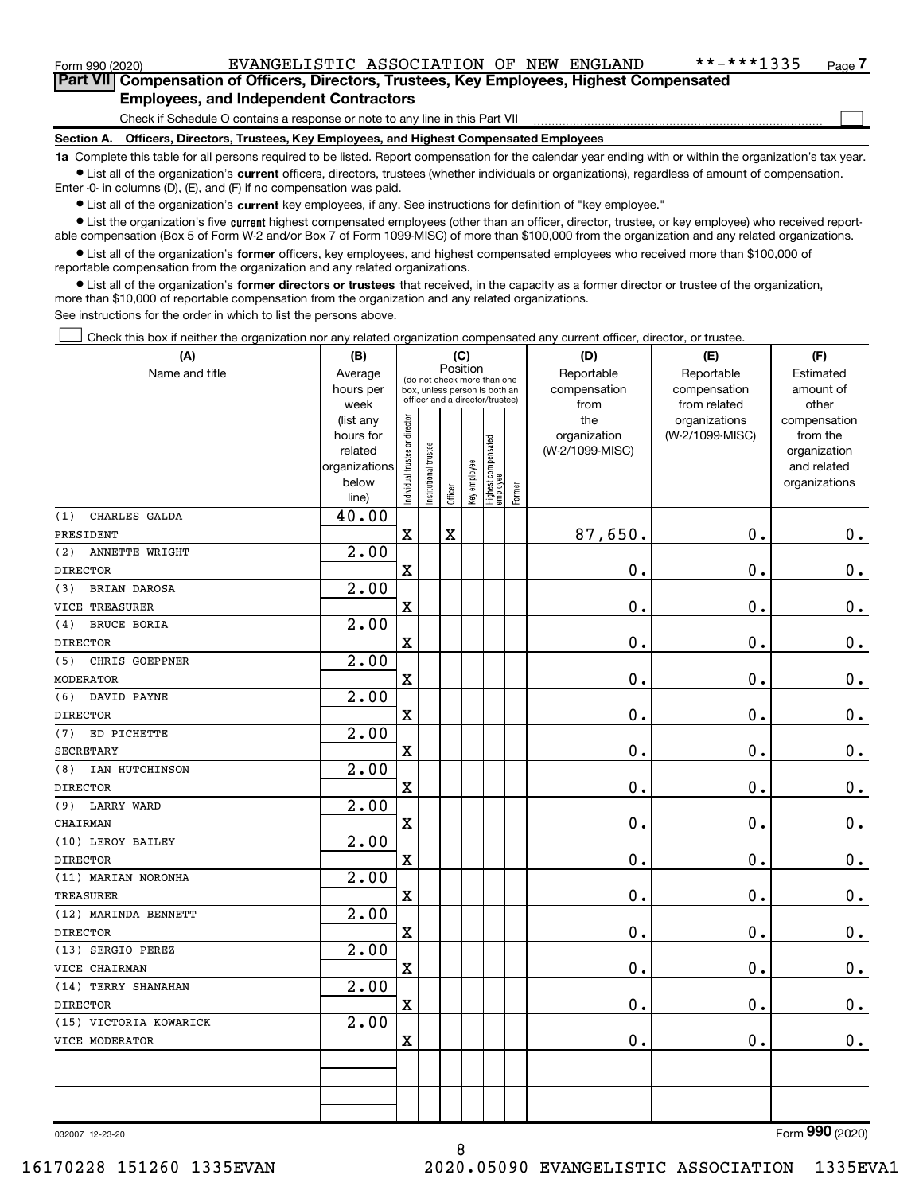Form 990 (2020) EVANGELISTIC ASSOCIATION OF NEW ENGLAND **-***1335 Page 7

## Part VII Compensation of Officers, Directors, Trustees, Key Employees, Highest Compensated Employees, and Independent Contractors

Check if Schedule O contains a response or note to any line in this Part VII ☐

**Section A. Officers, Directors, Trustees, Key Employees, and Highest Compensated Employees**

**1a** Complete this table for all persons required to be listed. Report compensation for the calendar year ending with or within the organization's tax year.

- List all of the organization's **current** officers, directors, trustees (whether individuals or organizations), regardless of amount of compensation. Enter -0- in columns (D), (E), and (F) if no compensation was paid.
- List all of the organization's **current** key employees, if any. See instructions for definition of "key employee."
- List the organization's five **current** highest compensated employees (other than an officer, director, trustee, or key employee) who received reportable compensation (Box 5 of Form W-2 and/or Box 7 of Form 1099-MISC) of more than $100,000 from the organization and any related organizations.
- List all of the organization's **former** officers, key employees, and highest compensated employees who received more than $100,000 of reportable compensation from the organization and any related organizations.
- List all of the organization's **former directors or trustees** that received, in the capacity as a former director or trustee of the organization, more than $10,000 of reportable compensation from the organization and any related organizations.

See instructions for the order in which to list the persons above.

☐ Check this box if neither the organization nor any related organization compensated any current officer, director, or trustee.

| (A) Name and title | (B) Average hours per week (list any hours for related organizations below line) | (C) Position: Individual trustee or director | Institutional trustee | Officer | Key employee | Highest compensated employee | Former | (D) Reportable compensation from the organization (W-2/1099-MISC) | (E) Reportable compensation from related organizations (W-2/1099-MISC) | (F) Estimated amount of other compensation from the organization and related organizations |
|---|---|---|---|---|---|---|---|---|---|---|
| (1) CHARLES GALDA<br>PRESIDENT | 40.00 | X | | X | | | | 87,650. | 0. | 0. |
| (2) ANNETTE WRIGHT<br>DIRECTOR | 2.00 | X | | | | | | 0. | 0. | 0. |
| (3) BRIAN DAROSA<br>VICE TREASURER | 2.00 | X | | | | | | 0. | 0. | 0. |
| (4) BRUCE BORIA<br>DIRECTOR | 2.00 | X | | | | | | 0. | 0. | 0. |
| (5) CHRIS GOEPPNER<br>MODERATOR | 2.00 | X | | | | | | 0. | 0. | 0. |
| (6) DAVID PAYNE<br>DIRECTOR | 2.00 | X | | | | | | 0. | 0. | 0. |
| (7) ED PICHETTE<br>SECRETARY | 2.00 | X | | | | | | 0. | 0. | 0. |
| (8) IAN HUTCHINSON<br>DIRECTOR | 2.00 | X | | | | | | 0. | 0. | 0. |
| (9) LARRY WARD<br>CHAIRMAN | 2.00 | X | | | | | | 0. | 0. | 0. |
| (10) LEROY BAILEY<br>DIRECTOR | 2.00 | X | | | | | | 0. | 0. | 0. |
| (11) MARIAN NORONHA<br>TREASURER | 2.00 | X | | | | | | 0. | 0. | 0. |
| (12) MARINDA BENNETT<br>DIRECTOR | 2.00 | X | | | | | | 0. | 0. | 0. |
| (13) SERGIO PEREZ<br>VICE CHAIRMAN | 2.00 | X | | | | | | 0. | 0. | 0. |
| (14) TERRY SHANAHAN<br>DIRECTOR | 2.00 | X | | | | | | 0. | 0. | 0. |
| (15) VICTORIA KOWARICK<br>VICE MODERATOR | 2.00 | X | | | | | | 0. | 0. | 0. |

032007 12-23-20 Form **990** (2020)

16170228 151260 1335EVAN 2020.05090 EVANGELISTIC ASSOCIATION 1335EVA1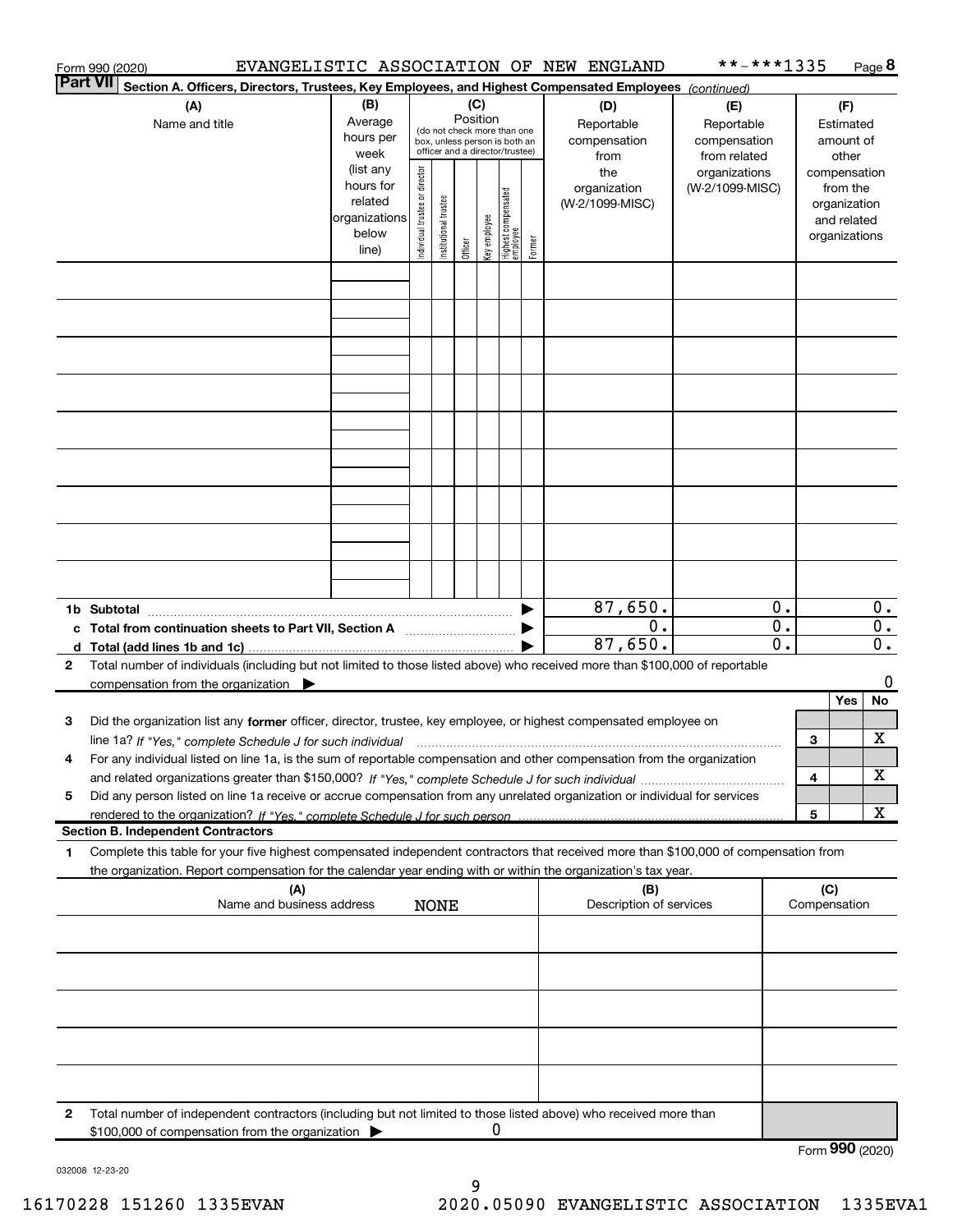Form 990 (2020) EVANGELISTIC ASSOCIATION OF NEW ENGLAND **-***1335

**Part VII Section A. Officers, Directors, Trustees, Key Employees, and Highest Compensated Employees** *(continued)*

| (A) Name and title | (B) Average hours per week (list any hours for related organizations below line) | (C) Position (do not check more than one box, unless person is both an officer and a director/trustee): Individual trustee or director | Institutional trustee | Officer | Key employee | Highest compensated employee | Former | (D) Reportable compensation from the organization (W-2/1099-MISC) | (E) Reportable compensation from related organizations (W-2/1099-MISC) | (F) Estimated amount of other compensation from the organization and related organizations |
|---|---|---|---|---|---|---|---|---|---|---|
| | | | | | | | | | | |
| | | | | | | | | | | |
| | | | | | | | | | | |
| | | | | | | | | | | |
| | | | | | | | | | | |
| | | | | | | | | | | |
| | | | | | | | | | | |
| | | | | | | | | | | |
| | | | | | | | | | | |
| **1b Subtotal** | | | | | | | | 87,650. | 0. | 0. |
| **c Total from continuation sheets to Part VII, Section A** | | | | | | | | 0. | 0. | 0. |
| **d Total (add lines 1b and 1c)** | | | | | | | | 87,650. | 0. | 0. |

**2** Total number of individuals (including but not limited to those listed above) who received more than $100,000 of reportable compensation from the organization ▶ 0

| | | | Yes | No |
|---|---|---|---|---|
| **3** | Did the organization list any **former** officer, director, trustee, key employee, or highest compensated employee on line 1a? *If "Yes," complete Schedule J for such individual* | 3 | | X |
| **4** | For any individual listed on line 1a, is the sum of reportable compensation and other compensation from the organization and related organizations greater than $150,000? *If "Yes," complete Schedule J for such individual* | 4 | | X |
| **5** | Did any person listed on line 1a receive or accrue compensation from any unrelated organization or individual for services rendered to the organization? *If "Yes," complete Schedule J for such person* | 5 | | X |

**Section B. Independent Contractors**

**1** Complete this table for your five highest compensated independent contractors that received more than $100,000 of compensation from the organization. Report compensation for the calendar year ending with or within the organization's tax year.

| (A) Name and business address | (B) Description of services | (C) Compensation |
|---|---|---|
| NONE | | |
| | | |
| | | |
| | | |
| | | |

**2** Total number of independent contractors (including but not limited to those listed above) who received more than $100,000 of compensation from the organization ▶ 0

Form **990** (2020)

032008 12-23-20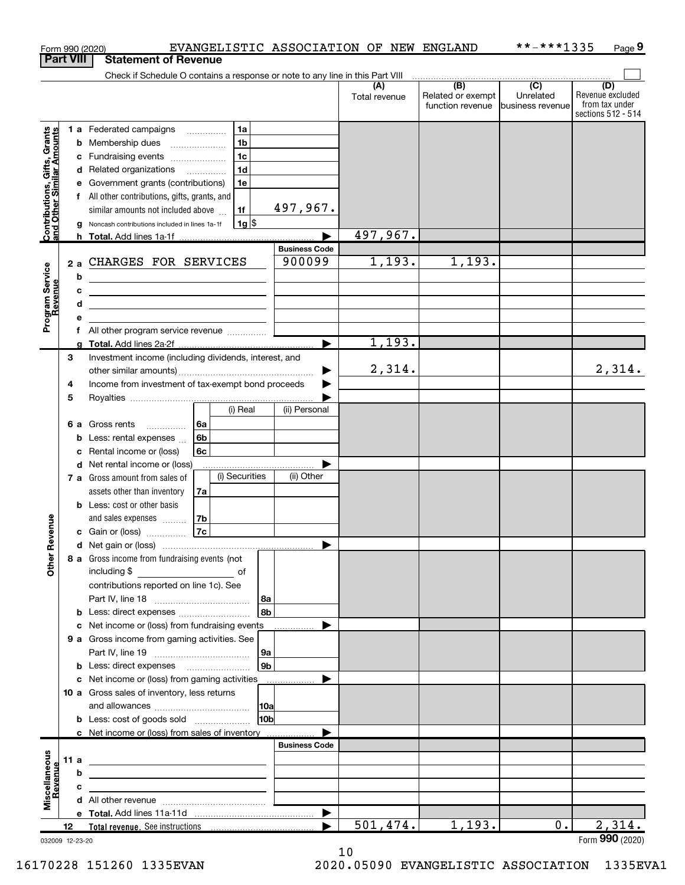Form 990 (2020) EVANGELISTIC ASSOCIATION OF NEW ENGLAND **-***1335 Page 9

**Part VIII Statement of Revenue**

Check if Schedule O contains a response or note to any line in this Part VIII

| | | | | (A) Total revenue | (B) Related or exempt function revenue | (C) Unrelated business revenue | (D) Revenue excluded from tax under sections 512 - 514 |
|---|---|---|---|---|---|---|---|
| Contributions, Gifts, Grants and Other Similar Amounts | 1 a Federated campaigns | 1a | | | | | |
| | b Membership dues | 1b | | | | | |
| | c Fundraising events | 1c | | | | | |
| | d Related organizations | 1d | | | | | |
| | e Government grants (contributions) | 1e | | | | | |
| | f All other contributions, gifts, grants, and similar amounts not included above | 1f | 497,967. | | | | |
| | g Noncash contributions included in lines 1a-1f | 1g $ | | | | | |
| | h Total. Add lines 1a-1f | | | 497,967. | | | |
| | | | Business Code | | | | |
| Program Service Revenue | 2 a CHARGES FOR SERVICES | | 900099 | 1,193. | 1,193. | | |
| | b | | | | | | |
| | c | | | | | | |
| | d | | | | | | |
| | e | | | | | | |
| | f All other program service revenue | | | | | | |
| | g Total. Add lines 2a-2f | | | 1,193. | | | |
| Other Revenue | 3 Investment income (including dividends, interest, and other similar amounts) | | | 2,314. | | | 2,314. |
| | 4 Income from investment of tax-exempt bond proceeds | | | | | | |
| | 5 Royalties | | | | | | |
| | | (i) Real | (ii) Personal | | | | |
| | 6 a Gross rents | 6a | | | | | |
| | b Less: rental expenses | 6b | | | | | |
| | c Rental income or (loss) | 6c | | | | | |
| | d Net rental income or (loss) | | | | | | |
| | | (i) Securities | (ii) Other | | | | |
| | 7 a Gross amount from sales of assets other than inventory | 7a | | | | | |
| | b Less: cost or other basis and sales expenses | 7b | | | | | |
| | c Gain or (loss) | 7c | | | | | |
| | d Net gain or (loss) | | | | | | |
| | 8 a Gross income from fundraising events (not including $ of contributions reported on line 1c). See Part IV, line 18 | 8a | | | | | |
| | b Less: direct expenses | 8b | | | | | |
| | c Net income or (loss) from fundraising events | | | | | | |
| | 9 a Gross income from gaming activities. See Part IV, line 19 | 9a | | | | | |
| | b Less: direct expenses | 9b | | | | | |
| | c Net income or (loss) from gaming activities | | | | | | |
| | 10 a Gross sales of inventory, less returns and allowances | 10a | | | | | |
| | b Less: cost of goods sold | 10b | | | | | |
| | c Net income or (loss) from sales of inventory | | | | | | |
| | | | Business Code | | | | |
| Miscellaneous Revenue | 11 a | | | | | | |
| | b | | | | | | |
| | c | | | | | | |
| | d All other revenue | | | | | | |
| | e Total. Add lines 11a-11d | | | | | | |
| | 12 Total revenue. See instructions | | | 501,474. | 1,193. | 0. | 2,314. |

032009 12-23-20

Form 990 (2020)

16170228 151260 1335EVAN 2020.05090 EVANGELISTIC ASSOCIATION 1335EVA1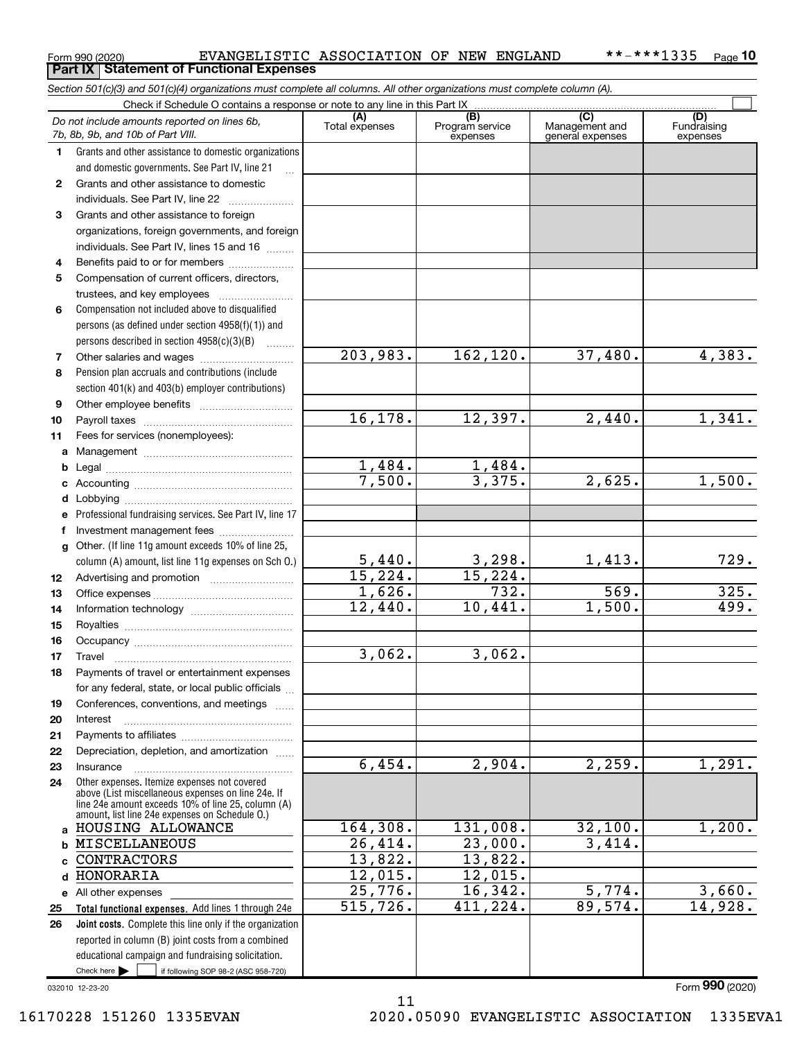Form 990 (2020) EVANGELISTIC ASSOCIATION OF NEW ENGLAND **-***1335 Page 10

## Part IX Statement of Functional Expenses

*Section 501(c)(3) and 501(c)(4) organizations must complete all columns. All other organizations must complete column (A).*

Check if Schedule O contains a response or note to any line in this Part IX

| | Do not include amounts reported on lines 6b, 7b, 8b, 9b, and 10b of Part VIII. | (A) Total expenses | (B) Program service expenses | (C) Management and general expenses | (D) Fundraising expenses |
|---|---|---|---|---|---|
| 1 | Grants and other assistance to domestic organizations and domestic governments. See Part IV, line 21 | | | | |
| 2 | Grants and other assistance to domestic individuals. See Part IV, line 22 | | | | |
| 3 | Grants and other assistance to foreign organizations, foreign governments, and foreign individuals. See Part IV, lines 15 and 16 | | | | |
| 4 | Benefits paid to or for members | | | | |
| 5 | Compensation of current officers, directors, trustees, and key employees | | | | |
| 6 | Compensation not included above to disqualified persons (as defined under section 4958(f)(1)) and persons described in section 4958(c)(3)(B) | | | | |
| 7 | Other salaries and wages | 203,983. | 162,120. | 37,480. | 4,383. |
| 8 | Pension plan accruals and contributions (include section 401(k) and 403(b) employer contributions) | | | | |
| 9 | Other employee benefits | | | | |
| 10 | Payroll taxes | 16,178. | 12,397. | 2,440. | 1,341. |
| 11 | Fees for services (nonemployees): | | | | |
| a | Management | | | | |
| b | Legal | 1,484. | 1,484. | | |
| c | Accounting | 7,500. | 3,375. | 2,625. | 1,500. |
| d | Lobbying | | | | |
| e | Professional fundraising services. See Part IV, line 17 | | | | |
| f | Investment management fees | | | | |
| g | Other. (If line 11g amount exceeds 10% of line 25, column (A) amount, list line 11g expenses on Sch O.) | 5,440. | 3,298. | 1,413. | 729. |
| 12 | Advertising and promotion | 15,224. | 15,224. | | |
| 13 | Office expenses | 1,626. | 732. | 569. | 325. |
| 14 | Information technology | 12,440. | 10,441. | 1,500. | 499. |
| 15 | Royalties | | | | |
| 16 | Occupancy | | | | |
| 17 | Travel | 3,062. | 3,062. | | |
| 18 | Payments of travel or entertainment expenses for any federal, state, or local public officials | | | | |
| 19 | Conferences, conventions, and meetings | | | | |
| 20 | Interest | | | | |
| 21 | Payments to affiliates | | | | |
| 22 | Depreciation, depletion, and amortization | | | | |
| 23 | Insurance | 6,454. | 2,904. | 2,259. | 1,291. |
| 24 | Other expenses. Itemize expenses not covered above (List miscellaneous expenses on line 24e. If line 24e amount exceeds 10% of line 25, column (A) amount, list line 24e expenses on Schedule O.) | | | | |
| a | HOUSING ALLOWANCE | 164,308. | 131,008. | 32,100. | 1,200. |
| b | MISCELLANEOUS | 26,414. | 23,000. | 3,414. | |
| c | CONTRACTORS | 13,822. | 13,822. | | |
| d | HONORARIA | 12,015. | 12,015. | | |
| e | All other expenses | 25,776. | 16,342. | 5,774. | 3,660. |
| 25 | **Total functional expenses.** Add lines 1 through 24e | 515,726. | 411,224. | 89,574. | 14,928. |
| 26 | **Joint costs.** Complete this line only if the organization reported in column (B) joint costs from a combined educational campaign and fundraising solicitation. Check here ☐ if following SOP 98-2 (ASC 958-720) | | | | |

032010 12-23-20

Form **990** (2020)

16170228 151260 1335EVAN 2020.05090 EVANGELISTIC ASSOCIATION 1335EVA1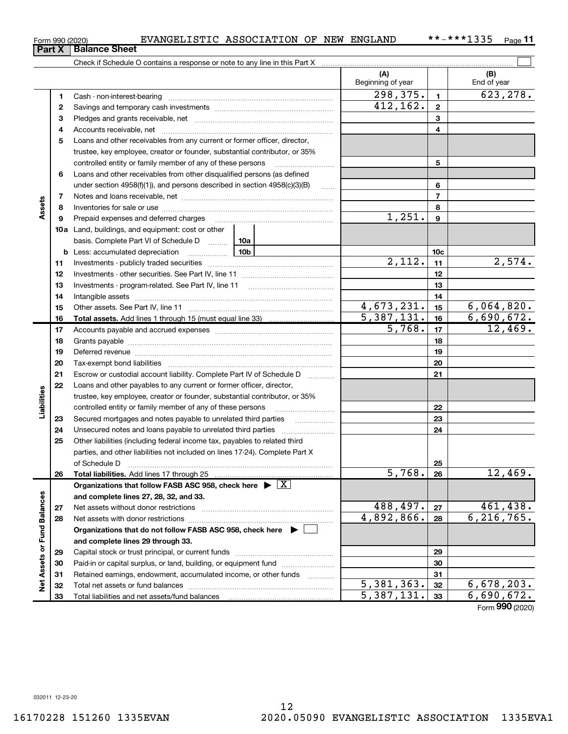Form 990 (2020) EVANGELISTIC ASSOCIATION OF NEW ENGLAND **-***1335 Page 11

## Part X Balance Sheet

Check if Schedule O contains a response or note to any line in this Part X

| | | | (A) Beginning of year | | (B) End of year |
|---|---|---|---|---|---|
| **Assets** | 1 | Cash - non-interest-bearing | 298,375. | 1 | 623,278. |
| | 2 | Savings and temporary cash investments | 412,162. | 2 | |
| | 3 | Pledges and grants receivable, net | | 3 | |
| | 4 | Accounts receivable, net | | 4 | |
| | 5 | Loans and other receivables from any current or former officer, director, trustee, key employee, creator or founder, substantial contributor, or 35% controlled entity or family member of any of these persons | | 5 | |
| | 6 | Loans and other receivables from other disqualified persons (as defined under section 4958(f)(1)), and persons described in section 4958(c)(3)(B) | | 6 | |
| | 7 | Notes and loans receivable, net | | 7 | |
| | 8 | Inventories for sale or use | | 8 | |
| | 9 | Prepaid expenses and deferred charges | 1,251. | 9 | |
| | 10a | Land, buildings, and equipment: cost or other basis. Complete Part VI of Schedule D 10a | | | |
| | b | Less: accumulated depreciation 10b | | 10c | |
| | 11 | Investments - publicly traded securities | 2,112. | 11 | 2,574. |
| | 12 | Investments - other securities. See Part IV, line 11 | | 12 | |
| | 13 | Investments - program-related. See Part IV, line 11 | | 13 | |
| | 14 | Intangible assets | | 14 | |
| | 15 | Other assets. See Part IV, line 11 | 4,673,231. | 15 | 6,064,820. |
| | 16 | **Total assets.** Add lines 1 through 15 (must equal line 33) | 5,387,131. | 16 | 6,690,672. |
| **Liabilities** | 17 | Accounts payable and accrued expenses | 5,768. | 17 | 12,469. |
| | 18 | Grants payable | | 18 | |
| | 19 | Deferred revenue | | 19 | |
| | 20 | Tax-exempt bond liabilities | | 20 | |
| | 21 | Escrow or custodial account liability. Complete Part IV of Schedule D | | 21 | |
| | 22 | Loans and other payables to any current or former officer, director, trustee, key employee, creator or founder, substantial contributor, or 35% controlled entity or family member of any of these persons | | 22 | |
| | 23 | Secured mortgages and notes payable to unrelated third parties | | 23 | |
| | 24 | Unsecured notes and loans payable to unrelated third parties | | 24 | |
| | 25 | Other liabilities (including federal income tax, payables to related third parties, and other liabilities not included on lines 17-24). Complete Part X of Schedule D | | 25 | |
| | 26 | **Total liabilities.** Add lines 17 through 25 | 5,768. | 26 | 12,469. |
| **Net Assets or Fund Balances** | | **Organizations that follow FASB ASC 958, check here** ▶ [X] **and complete lines 27, 28, 32, and 33.** | | | |
| | 27 | Net assets without donor restrictions | 488,497. | 27 | 461,438. |
| | 28 | Net assets with donor restrictions | 4,892,866. | 28 | 6,216,765. |
| | | **Organizations that do not follow FASB ASC 958, check here** ▶ [ ] **and complete lines 29 through 33.** | | | |
| | 29 | Capital stock or trust principal, or current funds | | 29 | |
| | 30 | Paid-in or capital surplus, or land, building, or equipment fund | | 30 | |
| | 31 | Retained earnings, endowment, accumulated income, or other funds | | 31 | |
| | 32 | Total net assets or fund balances | 5,381,363. | 32 | 6,678,203. |
| | 33 | Total liabilities and net assets/fund balances | 5,387,131. | 33 | 6,690,672. |

Form **990** (2020)

032011 12-23-20

16170228 151260 1335EVAN 2020.05090 EVANGELISTIC ASSOCIATION 1335EVA1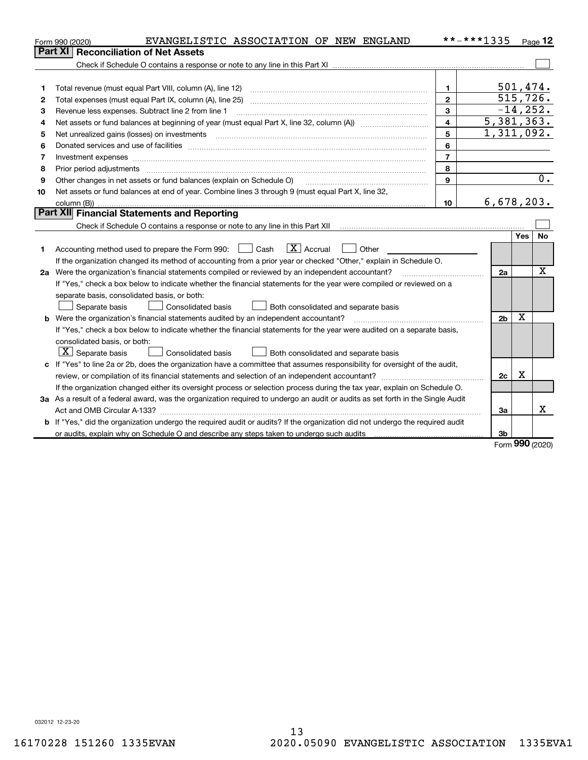Form 990 (2020) EVANGELISTIC ASSOCIATION OF NEW ENGLAND **-***1335 Page 12

## Part XI Reconciliation of Net Assets

Check if Schedule O contains a response or note to any line in this Part XI ☐

| | | | |
|---|---|---|---|
| 1 | Total revenue (must equal Part VIII, column (A), line 12) | 1 | 501,474. |
| 2 | Total expenses (must equal Part IX, column (A), line 25) | 2 | 515,726. |
| 3 | Revenue less expenses. Subtract line 2 from line 1 | 3 | -14,252. |
| 4 | Net assets or fund balances at beginning of year (must equal Part X, line 32, column (A)) | 4 | 5,381,363. |
| 5 | Net unrealized gains (losses) on investments | 5 | 1,311,092. |
| 6 | Donated services and use of facilities | 6 | |
| 7 | Investment expenses | 7 | |
| 8 | Prior period adjustments | 8 | |
| 9 | Other changes in net assets or fund balances (explain on Schedule O) | 9 | 0. |
| 10 | Net assets or fund balances at end of year. Combine lines 3 through 9 (must equal Part X, line 32, column (B)) | 10 | 6,678,203. |

## Part XII Financial Statements and Reporting

Check if Schedule O contains a response or note to any line in this Part XII ☐

| | | | Yes | No |
|---|---|---|---|---|
| 1 | Accounting method used to prepare the Form 990: ☐ Cash ☒ Accrual ☐ Other<br>If the organization changed its method of accounting from a prior year or checked "Other," explain in Schedule O. | | | |
| 2a | Were the organization's financial statements compiled or reviewed by an independent accountant?<br>If "Yes," check a box below to indicate whether the financial statements for the year were compiled or reviewed on a separate basis, consolidated basis, or both:<br>☐ Separate basis ☐ Consolidated basis ☐ Both consolidated and separate basis | 2a | | X |
| b | Were the organization's financial statements audited by an independent accountant?<br>If "Yes," check a box below to indicate whether the financial statements for the year were audited on a separate basis, consolidated basis, or both:<br>☒ Separate basis ☐ Consolidated basis ☐ Both consolidated and separate basis | 2b | X | |
| c | If "Yes" to line 2a or 2b, does the organization have a committee that assumes responsibility for oversight of the audit, review, or compilation of its financial statements and selection of an independent accountant?<br>If the organization changed either its oversight process or selection process during the tax year, explain on Schedule O. | 2c | X | |
| 3a | As a result of a federal award, was the organization required to undergo an audit or audits as set forth in the Single Audit Act and OMB Circular A-133? | 3a | | X |
| b | If "Yes," did the organization undergo the required audit or audits? If the organization did not undergo the required audit or audits, explain why on Schedule O and describe any steps taken to undergo such audits | 3b | | |

Form 990 (2020)

032012 12-23-20

16170228 151260 1335EVAN 2020.05090 EVANGELISTIC ASSOCIATION 1335EVA1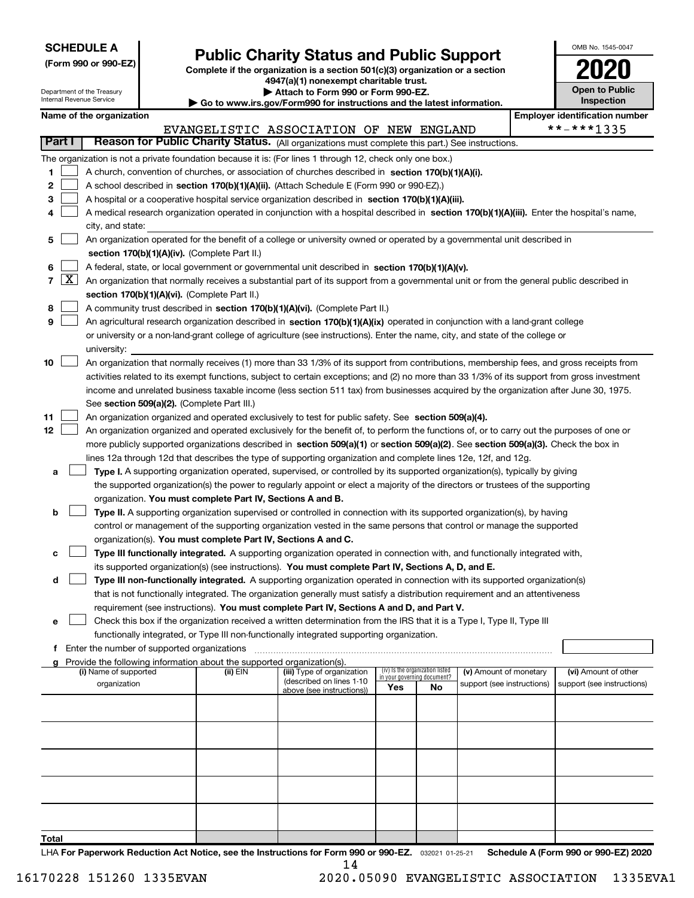**SCHEDULE A**
**(Form 990 or 990-EZ)**

Department of the Treasury
Internal Revenue Service

# Public Charity Status and Public Support

**Complete if the organization is a section 501(c)(3) organization or a section 4947(a)(1) nonexempt charitable trust.**
**▶ Attach to Form 990 or Form 990-EZ.**
**▶ Go to www.irs.gov/Form990 for instructions and the latest information.**

OMB No. 1545-0047
**2020**
**Open to Public Inspection**

**Name of the organization:** EVANGELISTIC ASSOCIATION OF NEW ENGLAND
**Employer identification number:** **-***1335

**Part I — Reason for Public Charity Status.** (All organizations must complete this part.) See instructions.

The organization is not a private foundation because it is: (For lines 1 through 12, check only one box.)

1. [ ] A church, convention of churches, or association of churches described in **section 170(b)(1)(A)(i).**
2. [ ] A school described in **section 170(b)(1)(A)(ii).** (Attach Schedule E (Form 990 or 990-EZ).)
3. [ ] A hospital or a cooperative hospital service organization described in **section 170(b)(1)(A)(iii).**
4. [ ] A medical research organization operated in conjunction with a hospital described in **section 170(b)(1)(A)(iii).** Enter the hospital's name, city, and state:
5. [ ] An organization operated for the benefit of a college or university owned or operated by a governmental unit described in **section 170(b)(1)(A)(iv).** (Complete Part II.)
6. [ ] A federal, state, or local government or governmental unit described in **section 170(b)(1)(A)(v).**
7. [X] An organization that normally receives a substantial part of its support from a governmental unit or from the general public described in **section 170(b)(1)(A)(vi).** (Complete Part II.)
8. [ ] A community trust described in **section 170(b)(1)(A)(vi).** (Complete Part II.)
9. [ ] An agricultural research organization described in **section 170(b)(1)(A)(ix)** operated in conjunction with a land-grant college or university or a non-land-grant college of agriculture (see instructions). Enter the name, city, and state of the college or university:
10. [ ] An organization that normally receives (1) more than 33 1/3% of its support from contributions, membership fees, and gross receipts from activities related to its exempt functions, subject to certain exceptions; and (2) no more than 33 1/3% of its support from gross investment income and unrelated business taxable income (less section 511 tax) from businesses acquired by the organization after June 30, 1975. See **section 509(a)(2).** (Complete Part III.)
11. [ ] An organization organized and operated exclusively to test for public safety. See **section 509(a)(4).**
12. [ ] An organization organized and operated exclusively for the benefit of, to perform the functions of, or to carry out the purposes of one or more publicly supported organizations described in **section 509(a)(1)** or **section 509(a)(2)**. See **section 509(a)(3).** Check the box in lines 12a through 12d that describes the type of supporting organization and complete lines 12e, 12f, and 12g.
   - **a** [ ] **Type I.** A supporting organization operated, supervised, or controlled by its supported organization(s), typically by giving the supported organization(s) the power to regularly appoint or elect a majority of the directors or trustees of the supporting organization. **You must complete Part IV, Sections A and B.**
   - **b** [ ] **Type II.** A supporting organization supervised or controlled in connection with its supported organization(s), by having control or management of the supporting organization vested in the same persons that control or manage the supported organization(s). **You must complete Part IV, Sections A and C.**
   - **c** [ ] **Type III functionally integrated.** A supporting organization operated in connection with, and functionally integrated with, its supported organization(s) (see instructions). **You must complete Part IV, Sections A, D, and E.**
   - **d** [ ] **Type III non-functionally integrated.** A supporting organization operated in connection with its supported organization(s) that is not functionally integrated. The organization generally must satisfy a distribution requirement and an attentiveness requirement (see instructions). **You must complete Part IV, Sections A and D, and Part V.**
   - **e** [ ] Check this box if the organization received a written determination from the IRS that it is a Type I, Type II, Type III functionally integrated, or Type III non-functionally integrated supporting organization.
   - **f** Enter the number of supported organizations
   - **g** Provide the following information about the supported organization(s).

| (i) Name of supported organization | (ii) EIN | (iii) Type of organization (described on lines 1-10 above (see instructions)) | (iv) Is the organization listed in your governing document? Yes | No | (v) Amount of monetary support (see instructions) | (vi) Amount of other support (see instructions) |
|---|---|---|---|---|---|---|
| | | | | | | |
| | | | | | | |
| | | | | | | |
| | | | | | | |
| | | | | | | |
| **Total** | | | | | | |

LHA **For Paperwork Reduction Act Notice, see the Instructions for Form 990 or 990-EZ.** 032021 01-25-21 **Schedule A (Form 990 or 990-EZ) 2020**

16170228 151260 1335EVAN 2020.05090 EVANGELISTIC ASSOCIATION 1335EVA1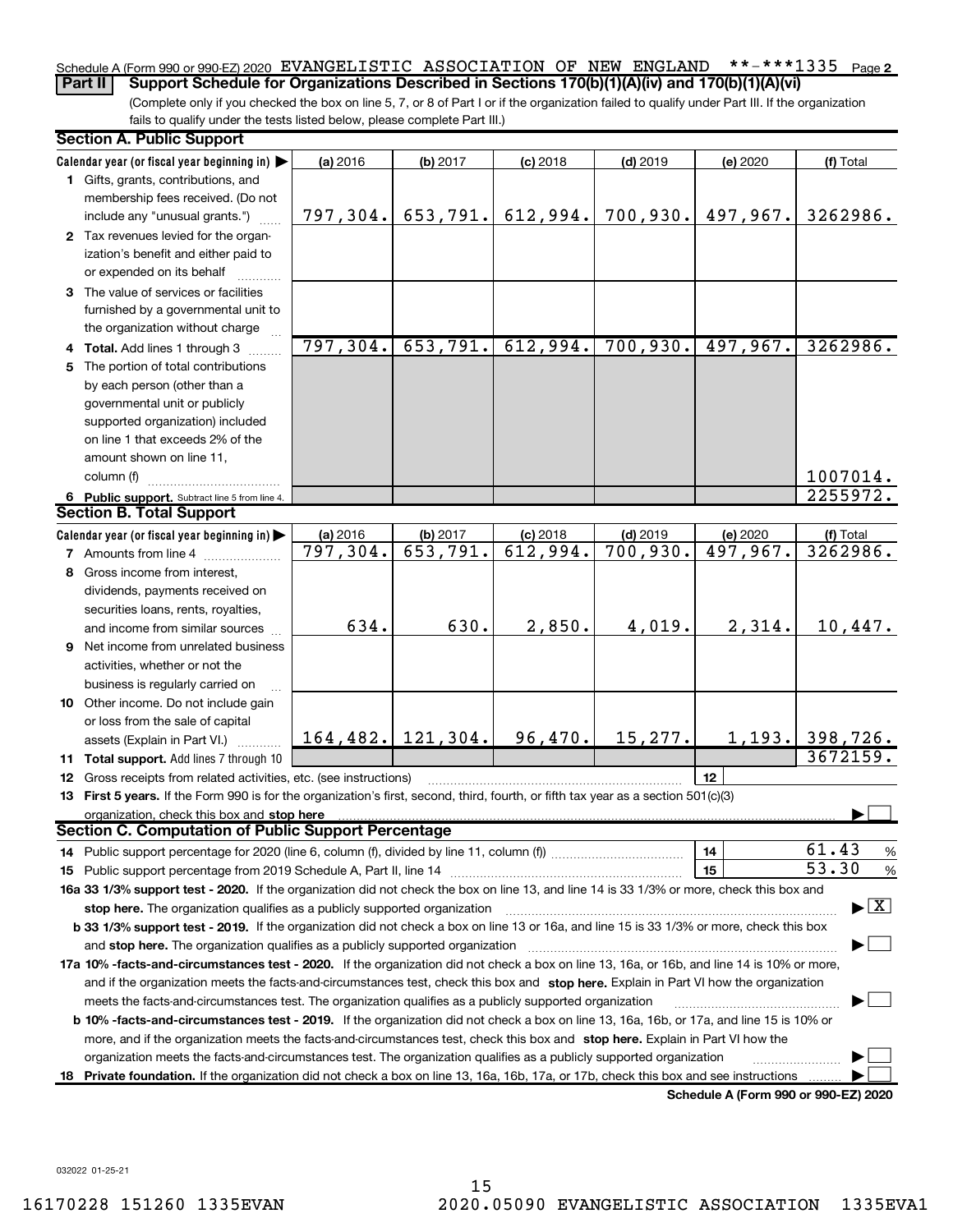Schedule A (Form 990 or 990-EZ) 2020 EVANGELISTIC ASSOCIATION OF NEW ENGLAND **-***1335 Page 2

**Part II** **Support Schedule for Organizations Described in Sections 170(b)(1)(A)(iv) and 170(b)(1)(A)(vi)**

(Complete only if you checked the box on line 5, 7, or 8 of Part I or if the organization failed to qualify under Part III. If the organization fails to qualify under the tests listed below, please complete Part III.)

## Section A. Public Support

| Calendar year (or fiscal year beginning in) ▶ | (a) 2016 | (b) 2017 | (c) 2018 | (d) 2019 | (e) 2020 | (f) Total |
|---|---|---|---|---|---|---|
| **1** Gifts, grants, contributions, and membership fees received. (Do not include any "unusual grants.") | 797,304. | 653,791. | 612,994. | 700,930. | 497,967. | 3262986. |
| **2** Tax revenues levied for the organization's benefit and either paid to or expended on its behalf | | | | | | |
| **3** The value of services or facilities furnished by a governmental unit to the organization without charge | | | | | | |
| **4 Total.** Add lines 1 through 3 | 797,304. | 653,791. | 612,994. | 700,930. | 497,967. | 3262986. |
| **5** The portion of total contributions by each person (other than a governmental unit or publicly supported organization) included on line 1 that exceeds 2% of the amount shown on line 11, column (f) | | | | | | 1007014. |
| **6 Public support.** Subtract line 5 from line 4. | | | | | | 2255972. |

## Section B. Total Support

| Calendar year (or fiscal year beginning in) ▶ | (a) 2016 | (b) 2017 | (c) 2018 | (d) 2019 | (e) 2020 | (f) Total |
|---|---|---|---|---|---|---|
| **7** Amounts from line 4 | 797,304. | 653,791. | 612,994. | 700,930. | 497,967. | 3262986. |
| **8** Gross income from interest, dividends, payments received on securities loans, rents, royalties, and income from similar sources | 634. | 630. | 2,850. | 4,019. | 2,314. | 10,447. |
| **9** Net income from unrelated business activities, whether or not the business is regularly carried on | | | | | | |
| **10** Other income. Do not include gain or loss from the sale of capital assets (Explain in Part VI.) | 164,482. | 121,304. | 96,470. | 15,277. | 1,193. | 398,726. |
| **11 Total support.** Add lines 7 through 10 | | | | | | 3672159. |

**12** Gross receipts from related activities, etc. (see instructions) | **12** |

**13 First 5 years.** If the Form 990 is for the organization's first, second, third, fourth, or fifth tax year as a section 501(c)(3) organization, check this box and **stop here** ▶ ☐

## Section C. Computation of Public Support Percentage

**14** Public support percentage for 2020 (line 6, column (f), divided by line 11, column (f)) | **14** | 61.43 %

**15** Public support percentage from 2019 Schedule A, Part II, line 14 | **15** | 53.30 %

**16a 33 1/3% support test - 2020.** If the organization did not check the box on line 13, and line 14 is 33 1/3% or more, check this box and **stop here.** The organization qualifies as a publicly supported organization ▶ ☒

**b 33 1/3% support test - 2019.** If the organization did not check a box on line 13 or 16a, and line 15 is 33 1/3% or more, check this box and **stop here.** The organization qualifies as a publicly supported organization ▶ ☐

**17a 10% -facts-and-circumstances test - 2020.** If the organization did not check a box on line 13, 16a, or 16b, and line 14 is 10% or more, and if the organization meets the facts-and-circumstances test, check this box and **stop here.** Explain in Part VI how the organization meets the facts-and-circumstances test. The organization qualifies as a publicly supported organization ▶ ☐

**b 10% -facts-and-circumstances test - 2019.** If the organization did not check a box on line 13, 16a, 16b, or 17a, and line 15 is 10% or more, and if the organization meets the facts-and-circumstances test, check this box and **stop here.** Explain in Part VI how the organization meets the facts-and-circumstances test. The organization qualifies as a publicly supported organization ▶ ☐

**18 Private foundation.** If the organization did not check a box on line 13, 16a, 16b, 17a, or 17b, check this box and see instructions ▶ ☐

**Schedule A (Form 990 or 990-EZ) 2020**

032022 01-25-21

16170228 151260 1335EVAN 2020.05090 EVANGELISTIC ASSOCIATION 1335EVA1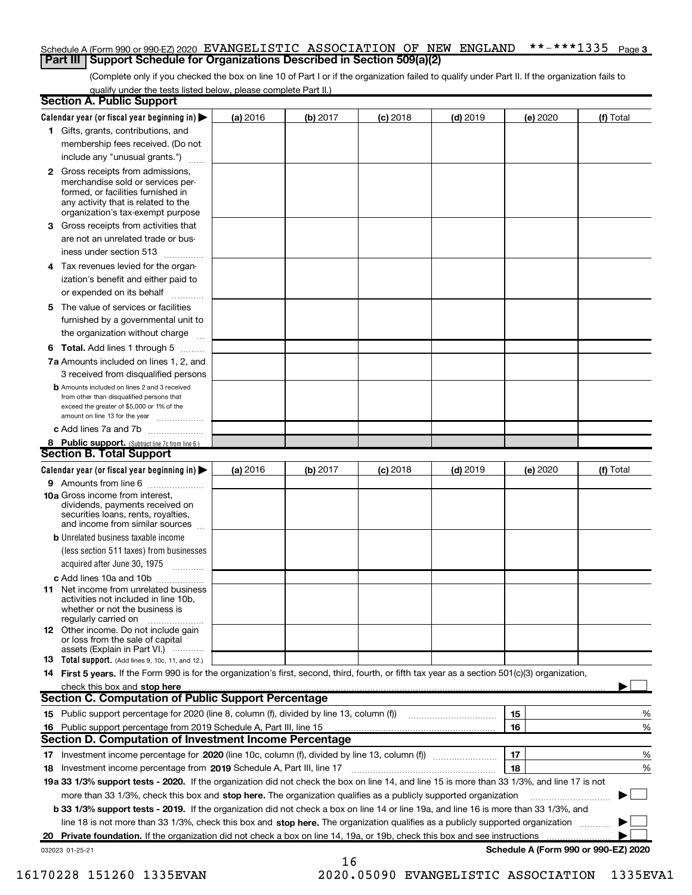Schedule A (Form 990 or 990-EZ) 2020 EVANGELISTIC ASSOCIATION OF NEW ENGLAND **-***1335 Page 3

## Part III Support Schedule for Organizations Described in Section 509(a)(2)

(Complete only if you checked the box on line 10 of Part I or if the organization failed to qualify under Part II. If the organization fails to qualify under the tests listed below, please complete Part II.)

### Section A. Public Support

| Calendar year (or fiscal year beginning in) ▶ | (a) 2016 | (b) 2017 | (c) 2018 | (d) 2019 | (e) 2020 | (f) Total |
|---|---|---|---|---|---|---|
| 1 Gifts, grants, contributions, and membership fees received. (Do not include any "unusual grants.") | | | | | | |
| 2 Gross receipts from admissions, merchandise sold or services performed, or facilities furnished in any activity that is related to the organization's tax-exempt purpose | | | | | | |
| 3 Gross receipts from activities that are not an unrelated trade or business under section 513 | | | | | | |
| 4 Tax revenues levied for the organization's benefit and either paid to or expended on its behalf | | | | | | |
| 5 The value of services or facilities furnished by a governmental unit to the organization without charge | | | | | | |
| 6 **Total.** Add lines 1 through 5 | | | | | | |
| 7a Amounts included on lines 1, 2, and 3 received from disqualified persons | | | | | | |
| b Amounts included on lines 2 and 3 received from other than disqualified persons that exceed the greater of $5,000 or 1% of the amount on line 13 for the year | | | | | | |
| c Add lines 7a and 7b | | | | | | |
| 8 **Public support.** (Subtract line 7c from line 6.) | | | | | | |

### Section B. Total Support

| Calendar year (or fiscal year beginning in) ▶ | (a) 2016 | (b) 2017 | (c) 2018 | (d) 2019 | (e) 2020 | (f) Total |
|---|---|---|---|---|---|---|
| 9 Amounts from line 6 | | | | | | |
| 10a Gross income from interest, dividends, payments received on securities loans, rents, royalties, and income from similar sources | | | | | | |
| b Unrelated business taxable income (less section 511 taxes) from businesses acquired after June 30, 1975 | | | | | | |
| c Add lines 10a and 10b | | | | | | |
| 11 Net income from unrelated business activities not included in line 10b, whether or not the business is regularly carried on | | | | | | |
| 12 Other income. Do not include gain or loss from the sale of capital assets (Explain in Part VI.) | | | | | | |
| 13 **Total support.** (Add lines 9, 10c, 11, and 12.) | | | | | | |

14 **First 5 years.** If the Form 990 is for the organization's first, second, third, fourth, or fifth tax year as a section 501(c)(3) organization, check this box and **stop here** ▶ ☐

### Section C. Computation of Public Support Percentage

| | | | |
|---|---|---|---|
| 15 | Public support percentage for 2020 (line 8, column (f), divided by line 13, column (f)) | 15 | % |
| 16 | Public support percentage from 2019 Schedule A, Part III, line 15 | 16 | % |

### Section D. Computation of Investment Income Percentage

| | | | |
|---|---|---|---|
| 17 | Investment income percentage for **2020** (line 10c, column (f), divided by line 13, column (f)) | 17 | % |
| 18 | Investment income percentage from **2019** Schedule A, Part III, line 17 | 18 | % |

**19a 33 1/3% support tests - 2020.** If the organization did not check the box on line 14, and line 15 is more than 33 1/3%, and line 17 is not more than 33 1/3%, check this box and **stop here.** The organization qualifies as a publicly supported organization ▶ ☐

**b 33 1/3% support tests - 2019.** If the organization did not check a box on line 14 or line 19a, and line 16 is more than 33 1/3%, and line 18 is not more than 33 1/3%, check this box and **stop here.** The organization qualifies as a publicly supported organization ▶ ☐

**20 Private foundation.** If the organization did not check a box on line 14, 19a, or 19b, check this box and see instructions ▶ ☐

032023 01-25-21 **Schedule A (Form 990 or 990-EZ) 2020**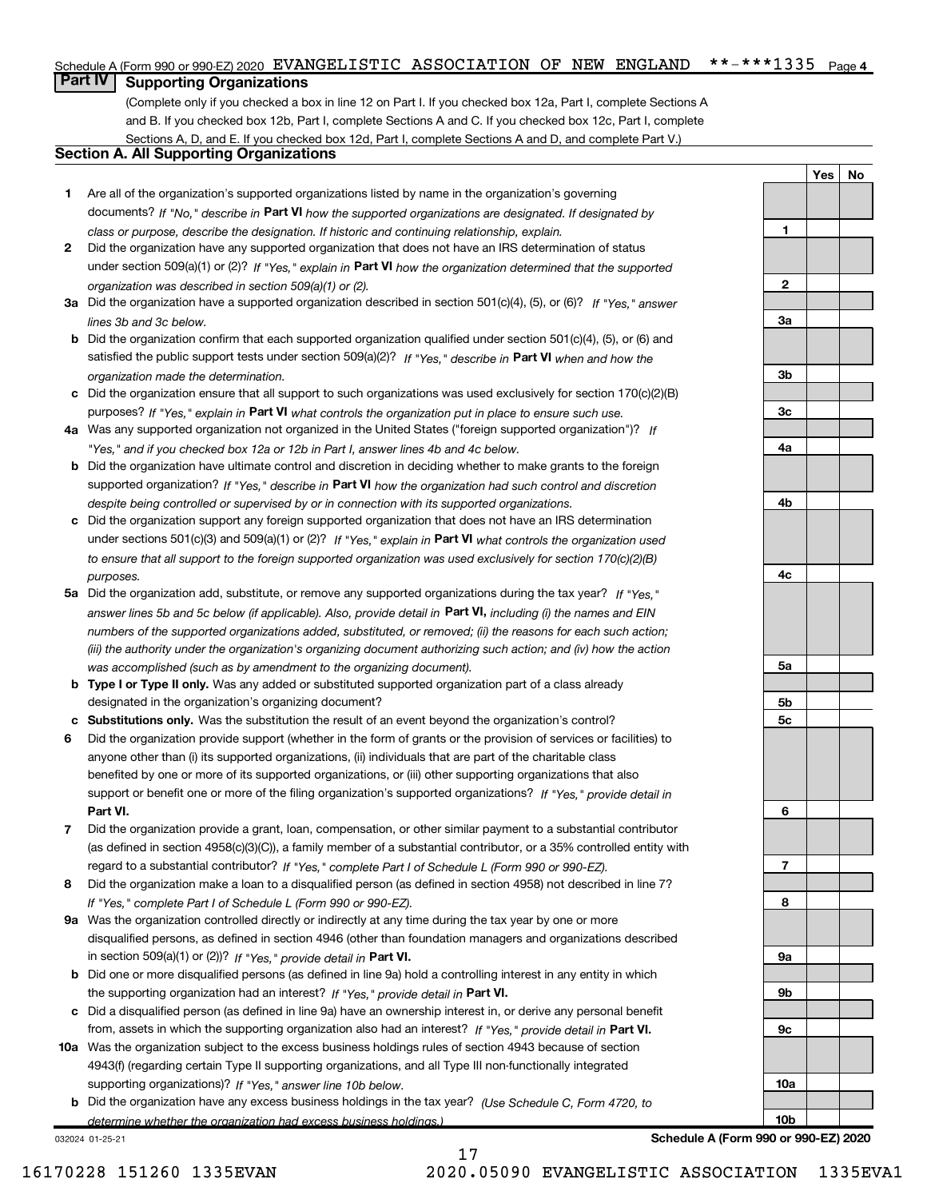Schedule A (Form 990 or 990-EZ) 2020 EVANGELISTIC ASSOCIATION OF NEW ENGLAND **-***1335 Page 4

## Part IV Supporting Organizations

(Complete only if you checked a box in line 12 on Part I. If you checked box 12a, Part I, complete Sections A and B. If you checked box 12b, Part I, complete Sections A and C. If you checked box 12c, Part I, complete Sections A, D, and E. If you checked box 12d, Part I, complete Sections A and D, and complete Part V.)

### Section A. All Supporting Organizations

| | | Line | Yes | No |
|---|---|---|---|---|
| **1** | Are all of the organization's supported organizations listed by name in the organization's governing documents? *If "No," describe in* **Part VI** *how the supported organizations are designated. If designated by class or purpose, describe the designation. If historic and continuing relationship, explain.* | 1 | | |
| **2** | Did the organization have any supported organization that does not have an IRS determination of status under section 509(a)(1) or (2)? *If "Yes," explain in* **Part VI** *how the organization determined that the supported organization was described in section 509(a)(1) or (2).* | 2 | | |
| **3a** | Did the organization have a supported organization described in section 501(c)(4), (5), or (6)? *If "Yes," answer lines 3b and 3c below.* | 3a | | |
| **b** | Did the organization confirm that each supported organization qualified under section 501(c)(4), (5), or (6) and satisfied the public support tests under section 509(a)(2)? *If "Yes," describe in* **Part VI** *when and how the organization made the determination.* | 3b | | |
| **c** | Did the organization ensure that all support to such organizations was used exclusively for section 170(c)(2)(B) purposes? *If "Yes," explain in* **Part VI** *what controls the organization put in place to ensure such use.* | 3c | | |
| **4a** | Was any supported organization not organized in the United States ("foreign supported organization")? *If "Yes," and if you checked box 12a or 12b in Part I, answer lines 4b and 4c below.* | 4a | | |
| **b** | Did the organization have ultimate control and discretion in deciding whether to make grants to the foreign supported organization? *If "Yes," describe in* **Part VI** *how the organization had such control and discretion despite being controlled or supervised by or in connection with its supported organizations.* | 4b | | |
| **c** | Did the organization support any foreign supported organization that does not have an IRS determination under sections 501(c)(3) and 509(a)(1) or (2)? *If "Yes," explain in* **Part VI** *what controls the organization used to ensure that all support to the foreign supported organization was used exclusively for section 170(c)(2)(B) purposes.* | 4c | | |
| **5a** | Did the organization add, substitute, or remove any supported organizations during the tax year? *If "Yes," answer lines 5b and 5c below (if applicable). Also, provide detail in* **Part VI,** *including (i) the names and EIN numbers of the supported organizations added, substituted, or removed; (ii) the reasons for each such action; (iii) the authority under the organization's organizing document authorizing such action; and (iv) how the action was accomplished (such as by amendment to the organizing document).* | 5a | | |
| **b** | **Type I or Type II only.** Was any added or substituted supported organization part of a class already designated in the organization's organizing document? | 5b | | |
| **c** | **Substitutions only.** Was the substitution the result of an event beyond the organization's control? | 5c | | |
| **6** | Did the organization provide support (whether in the form of grants or the provision of services or facilities) to anyone other than (i) its supported organizations, (ii) individuals that are part of the charitable class benefited by one or more of its supported organizations, or (iii) other supporting organizations that also support or benefit one or more of the filing organization's supported organizations? *If "Yes," provide detail in* **Part VI.** | 6 | | |
| **7** | Did the organization provide a grant, loan, compensation, or other similar payment to a substantial contributor (as defined in section 4958(c)(3)(C)), a family member of a substantial contributor, or a 35% controlled entity with regard to a substantial contributor? *If "Yes," complete Part I of Schedule L (Form 990 or 990-EZ).* | 7 | | |
| **8** | Did the organization make a loan to a disqualified person (as defined in section 4958) not described in line 7? *If "Yes," complete Part I of Schedule L (Form 990 or 990-EZ).* | 8 | | |
| **9a** | Was the organization controlled directly or indirectly at any time during the tax year by one or more disqualified persons, as defined in section 4946 (other than foundation managers and organizations described in section 509(a)(1) or (2))? *If "Yes," provide detail in* **Part VI.** | 9a | | |
| **b** | Did one or more disqualified persons (as defined in line 9a) hold a controlling interest in any entity in which the supporting organization had an interest? *If "Yes," provide detail in* **Part VI.** | 9b | | |
| **c** | Did a disqualified person (as defined in line 9a) have an ownership interest in, or derive any personal benefit from, assets in which the supporting organization also had an interest? *If "Yes," provide detail in* **Part VI.** | 9c | | |
| **10a** | Was the organization subject to the excess business holdings rules of section 4943 because of section 4943(f) (regarding certain Type II supporting organizations, and all Type III non-functionally integrated supporting organizations)? *If "Yes," answer line 10b below.* | 10a | | |
| **b** | Did the organization have any excess business holdings in the tax year? *(Use Schedule C, Form 4720, to determine whether the organization had excess business holdings.)* | 10b | | |

032024 01-25-21 **Schedule A (Form 990 or 990-EZ) 2020**

16170228 151260 1335EVAN 2020.05090 EVANGELISTIC ASSOCIATION 1335EVA1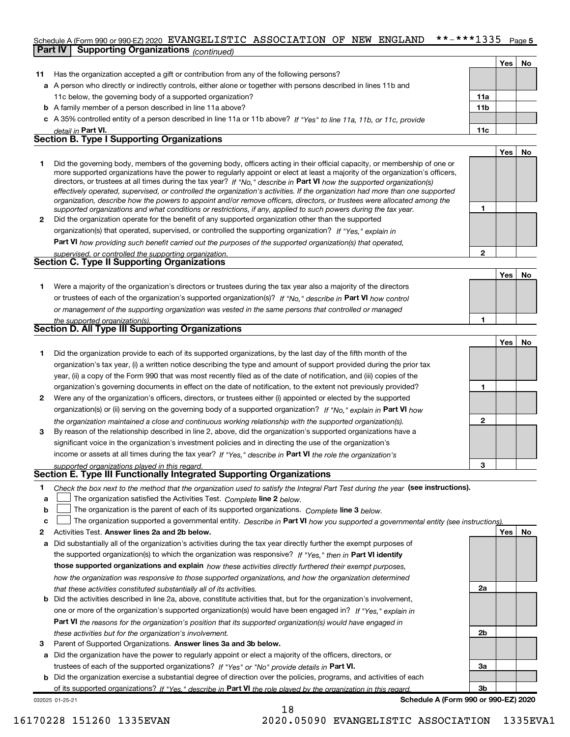Schedule A (Form 990 or 990-EZ) 2020 EVANGELISTIC ASSOCIATION OF NEW ENGLAND **-***1335 Page 5

**Part IV | Supporting Organizations** *(continued)*

| | | | Yes | No |
|---|---|---|---|---|
| **11** | Has the organization accepted a gift or contribution from any of the following persons? | | | |
| **a** | A person who directly or indirectly controls, either alone or together with persons described in lines 11b and 11c below, the governing body of a supported organization? | **11a** | | |
| **b** | A family member of a person described in line 11a above? | **11b** | | |
| **c** | A 35% controlled entity of a person described in line 11a or 11b above? *If "Yes" to line 11a, 11b, or 11c, provide detail in* **Part VI.** | **11c** | | |

## Section B. Type I Supporting Organizations

| | | | Yes | No |
|---|---|---|---|---|
| **1** | Did the governing body, members of the governing body, officers acting in their official capacity, or membership of one or more supported organizations have the power to regularly appoint or elect at least a majority of the organization's officers, directors, or trustees at all times during the tax year? *If "No," describe in* **Part VI** *how the supported organization(s) effectively operated, supervised, or controlled the organization's activities. If the organization had more than one supported organization, describe how the powers to appoint and/or remove officers, directors, or trustees were allocated among the supported organizations and what conditions or restrictions, if any, applied to such powers during the tax year.* | **1** | | |
| **2** | Did the organization operate for the benefit of any supported organization other than the supported organization(s) that operated, supervised, or controlled the supporting organization? *If "Yes," explain in* **Part VI** *how providing such benefit carried out the purposes of the supported organization(s) that operated, supervised, or controlled the supporting organization.* | **2** | | |

## Section C. Type II Supporting Organizations

| | | | Yes | No |
|---|---|---|---|---|
| **1** | Were a majority of the organization's directors or trustees during the tax year also a majority of the directors or trustees of each of the organization's supported organization(s)? *If "No," describe in* **Part VI** *how control or management of the supporting organization was vested in the same persons that controlled or managed the supported organization(s).* | **1** | | |

## Section D. All Type III Supporting Organizations

| | | | Yes | No |
|---|---|---|---|---|
| **1** | Did the organization provide to each of its supported organizations, by the last day of the fifth month of the organization's tax year, (i) a written notice describing the type and amount of support provided during the prior tax year, (ii) a copy of the Form 990 that was most recently filed as of the date of notification, and (iii) copies of the organization's governing documents in effect on the date of notification, to the extent not previously provided? | **1** | | |
| **2** | Were any of the organization's officers, directors, or trustees either (i) appointed or elected by the supported organization(s) or (ii) serving on the governing body of a supported organization? *If "No," explain in* **Part VI** *how the organization maintained a close and continuous working relationship with the supported organization(s).* | **2** | | |
| **3** | By reason of the relationship described in line 2, above, did the organization's supported organizations have a significant voice in the organization's investment policies and in directing the use of the organization's income or assets at all times during the tax year? *If "Yes," describe in* **Part VI** *the role the organization's supported organizations played in this regard.* | **3** | | |

## Section E. Type III Functionally Integrated Supporting Organizations

**1** *Check the box next to the method that the organization used to satisfy the Integral Part Test during the year* **(see instructions).**

**a** ☐ The organization satisfied the Activities Test. *Complete* **line 2** *below.*

**b** ☐ The organization is the parent of each of its supported organizations. *Complete* **line 3** *below.*

**c** ☐ The organization supported a governmental entity. *Describe in* **Part VI** *how you supported a governmental entity (see instructions).*

| | | | Yes | No |
|---|---|---|---|---|
| **2** | Activities Test. **Answer lines 2a and 2b below.** | | | |
| **a** | Did substantially all of the organization's activities during the tax year directly further the exempt purposes of the supported organization(s) to which the organization was responsive? *If "Yes," then in* **Part VI identify those supported organizations and explain** *how these activities directly furthered their exempt purposes, how the organization was responsive to those supported organizations, and how the organization determined that these activities constituted substantially all of its activities.* | **2a** | | |
| **b** | Did the activities described in line 2a, above, constitute activities that, but for the organization's involvement, one or more of the organization's supported organization(s) would have been engaged in? *If "Yes," explain in* **Part VI** *the reasons for the organization's position that its supported organization(s) would have engaged in these activities but for the organization's involvement.* | **2b** | | |
| **3** | Parent of Supported Organizations. **Answer lines 3a and 3b below.** | | | |
| **a** | Did the organization have the power to regularly appoint or elect a majority of the officers, directors, or trustees of each of the supported organizations? *If "Yes" or "No" provide details in* **Part VI.** | **3a** | | |
| **b** | Did the organization exercise a substantial degree of direction over the policies, programs, and activities of each of its supported organizations? *If "Yes," describe in* **Part VI** *the role played by the organization in this regard.* | **3b** | | |

032025 01-25-21 **Schedule A (Form 990 or 990-EZ) 2020**

16170228 151260 1335EVAN 2020.05090 EVANGELISTIC ASSOCIATION 1335EVA1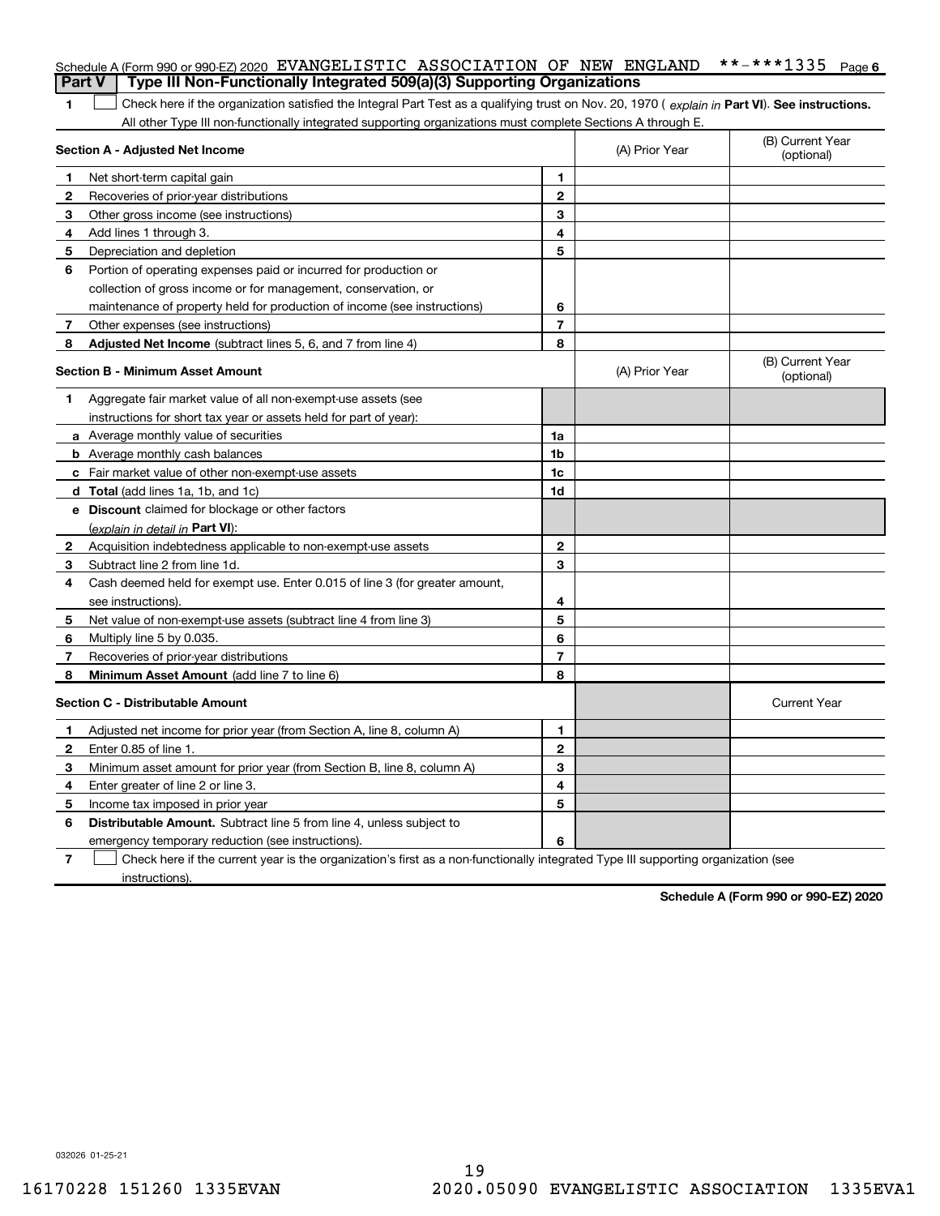Schedule A (Form 990 or 990-EZ) 2020 EVANGELISTIC ASSOCIATION OF NEW ENGLAND \*\*-\*\*\*1335 Page 6

## Part V Type III Non-Functionally Integrated 509(a)(3) Supporting Organizations

1 ☐ Check here if the organization satisfied the Integral Part Test as a qualifying trust on Nov. 20, 1970 ( *explain in* **Part VI**). **See instructions.** All other Type III non-functionally integrated supporting organizations must complete Sections A through E.

| **Section A - Adjusted Net Income** | | (A) Prior Year | (B) Current Year (optional) |
|---|---|---|---|
| **1** Net short-term capital gain | **1** | | |
| **2** Recoveries of prior-year distributions | **2** | | |
| **3** Other gross income (see instructions) | **3** | | |
| **4** Add lines 1 through 3. | **4** | | |
| **5** Depreciation and depletion | **5** | | |
| **6** Portion of operating expenses paid or incurred for production or collection of gross income or for management, conservation, or maintenance of property held for production of income (see instructions) | **6** | | |
| **7** Other expenses (see instructions) | **7** | | |
| **8** **Adjusted Net Income** (subtract lines 5, 6, and 7 from line 4) | **8** | | |

| **Section B - Minimum Asset Amount** | | (A) Prior Year | (B) Current Year (optional) |
|---|---|---|---|
| **1** Aggregate fair market value of all non-exempt-use assets (see instructions for short tax year or assets held for part of year): | | | |
| **a** Average monthly value of securities | **1a** | | |
| **b** Average monthly cash balances | **1b** | | |
| **c** Fair market value of other non-exempt-use assets | **1c** | | |
| **d** **Total** (add lines 1a, 1b, and 1c) | **1d** | | |
| **e** **Discount** claimed for blockage or other factors (*explain in detail in* **Part VI**): | | | |
| **2** Acquisition indebtedness applicable to non-exempt-use assets | **2** | | |
| **3** Subtract line 2 from line 1d. | **3** | | |
| **4** Cash deemed held for exempt use. Enter 0.015 of line 3 (for greater amount, see instructions). | **4** | | |
| **5** Net value of non-exempt-use assets (subtract line 4 from line 3) | **5** | | |
| **6** Multiply line 5 by 0.035. | **6** | | |
| **7** Recoveries of prior-year distributions | **7** | | |
| **8** **Minimum Asset Amount** (add line 7 to line 6) | **8** | | |

| **Section C - Distributable Amount** | | | Current Year |
|---|---|---|---|
| **1** Adjusted net income for prior year (from Section A, line 8, column A) | **1** | | |
| **2** Enter 0.85 of line 1. | **2** | | |
| **3** Minimum asset amount for prior year (from Section B, line 8, column A) | **3** | | |
| **4** Enter greater of line 2 or line 3. | **4** | | |
| **5** Income tax imposed in prior year | **5** | | |
| **6** **Distributable Amount.** Subtract line 5 from line 4, unless subject to emergency temporary reduction (see instructions). | **6** | | |

7 ☐ Check here if the current year is the organization's first as a non-functionally integrated Type III supporting organization (see instructions).

**Schedule A (Form 990 or 990-EZ) 2020**

032026 01-25-21

16170228 151260 1335EVAN 2020.05090 EVANGELISTIC ASSOCIATION 1335EVA1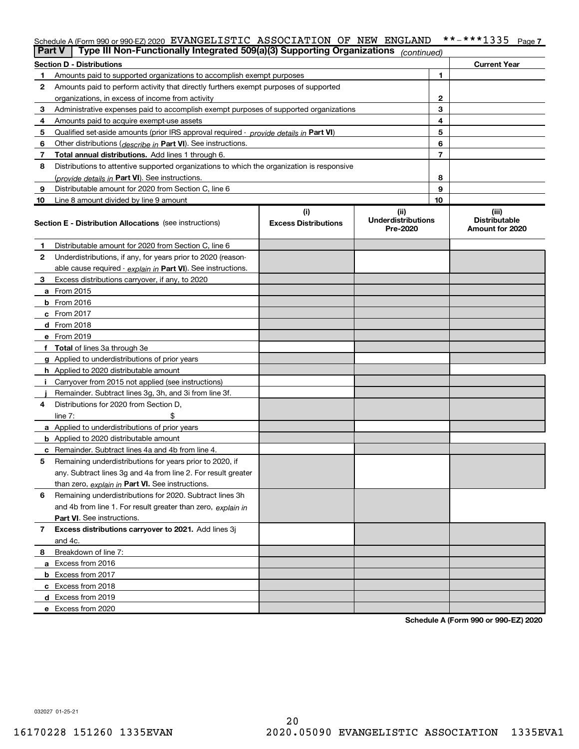Schedule A (Form 990 or 990-EZ) 2020 EVANGELISTIC ASSOCIATION OF NEW ENGLAND **-***1335 Page 7

## Part V | Type III Non-Functionally Integrated 509(a)(3) Supporting Organizations *(continued)*

| Section D - Distributions | | | Current Year |
|---|---|---|---|
| 1 | Amounts paid to supported organizations to accomplish exempt purposes | 1 | |
| 2 | Amounts paid to perform activity that directly furthers exempt purposes of supported organizations, in excess of income from activity | 2 | |
| 3 | Administrative expenses paid to accomplish exempt purposes of supported organizations | 3 | |
| 4 | Amounts paid to acquire exempt-use assets | 4 | |
| 5 | Qualified set-aside amounts (prior IRS approval required - *provide details in* **Part VI**) | 5 | |
| 6 | Other distributions (*describe in* **Part VI**). See instructions. | 6 | |
| 7 | **Total annual distributions.** Add lines 1 through 6. | 7 | |
| 8 | Distributions to attentive supported organizations to which the organization is responsive (*provide details in* **Part VI**). See instructions. | 8 | |
| 9 | Distributable amount for 2020 from Section C, line 6 | 9 | |
| 10 | Line 8 amount divided by line 9 amount | 10 | |

| Section E - Distribution Allocations (see instructions) | (i) Excess Distributions | (ii) Underdistributions Pre-2020 | (iii) Distributable Amount for 2020 |
|---|---|---|---|
| 1 Distributable amount for 2020 from Section C, line 6 | | | |
| 2 Underdistributions, if any, for years prior to 2020 (reasonable cause required - *explain in* **Part VI**). See instructions. | | | |
| 3 Excess distributions carryover, if any, to 2020 | | | |
| a From 2015 | | | |
| b From 2016 | | | |
| c From 2017 | | | |
| d From 2018 | | | |
| e From 2019 | | | |
| f **Total** of lines 3a through 3e | | | |
| g Applied to underdistributions of prior years | | | |
| h Applied to 2020 distributable amount | | | |
| i Carryover from 2015 not applied (see instructions) | | | |
| j Remainder. Subtract lines 3g, 3h, and 3i from line 3f. | | | |
| 4 Distributions for 2020 from Section D, line 7: $ | | | |
| a Applied to underdistributions of prior years | | | |
| b Applied to 2020 distributable amount | | | |
| c Remainder. Subtract lines 4a and 4b from line 4. | | | |
| 5 Remaining underdistributions for years prior to 2020, if any. Subtract lines 3g and 4a from line 2. For result greater than zero, *explain in* **Part VI.** See instructions. | | | |
| 6 Remaining underdistributions for 2020. Subtract lines 3h and 4b from line 1. For result greater than zero, *explain in* **Part VI**. See instructions. | | | |
| 7 **Excess distributions carryover to 2021.** Add lines 3j and 4c. | | | |
| 8 Breakdown of line 7: | | | |
| a Excess from 2016 | | | |
| b Excess from 2017 | | | |
| c Excess from 2018 | | | |
| d Excess from 2019 | | | |
| e Excess from 2020 | | | |

**Schedule A (Form 990 or 990-EZ) 2020**

032027 01-25-21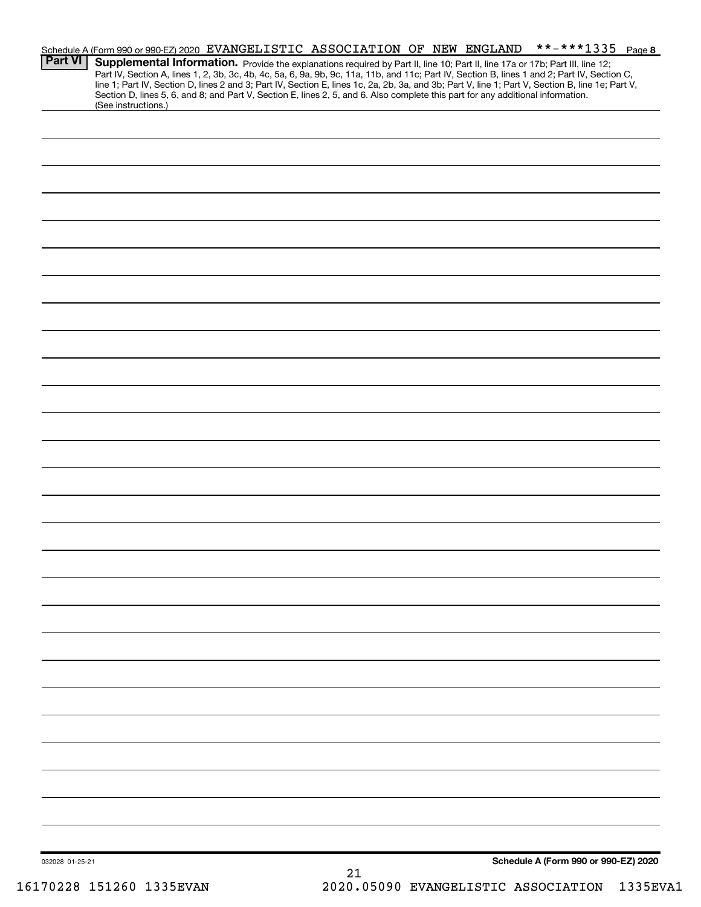Schedule A (Form 990 or 990-EZ) 2020 EVANGELISTIC ASSOCIATION OF NEW ENGLAND **-***1335 Page 8

**Part VI** **Supplemental Information.** Provide the explanations required by Part II, line 10; Part II, line 17a or 17b; Part III, line 12; Part IV, Section A, lines 1, 2, 3b, 3c, 4b, 4c, 5a, 6, 9a, 9b, 9c, 11a, 11b, and 11c; Part IV, Section B, lines 1 and 2; Part IV, Section C, line 1; Part IV, Section D, lines 2 and 3; Part IV, Section E, lines 1c, 2a, 2b, 3a, and 3b; Part V, line 1; Part V, Section B, line 1e; Part V, Section D, lines 5, 6, and 8; and Part V, Section E, lines 2, 5, and 6. Also complete this part for any additional information. (See instructions.)

032028 01-25-21

**Schedule A (Form 990 or 990-EZ) 2020**

16170228 151260 1335EVAN 2020.05090 EVANGELISTIC ASSOCIATION 1335EVA1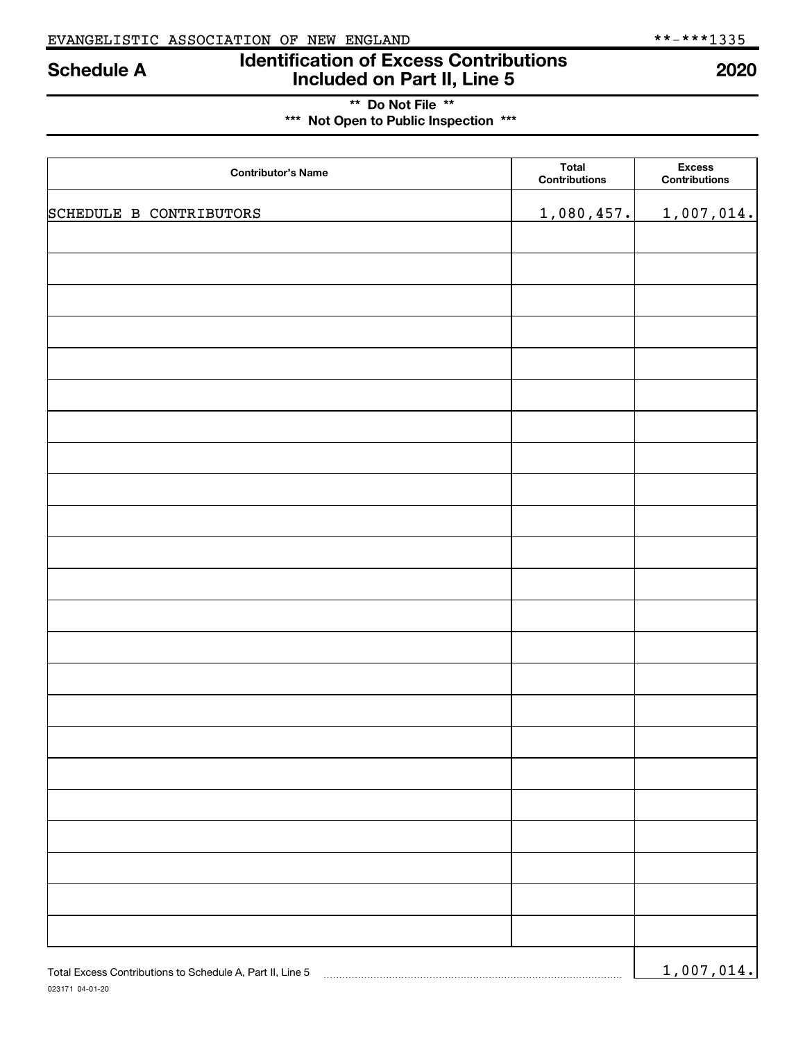EVANGELISTIC ASSOCIATION OF NEW ENGLAND **-***1335

# Schedule A — Identification of Excess Contributions Included on Part II, Line 5 — 2020

**\*\* Do Not File \*\***

**\*\*\* Not Open to Public Inspection \*\*\***

| Contributor's Name | Total Contributions | Excess Contributions |
|---|---|---|
| SCHEDULE B CONTRIBUTORS | 1,080,457. | 1,007,014. |
| | | |
| | | |
| | | |
| | | |
| | | |
| | | |
| | | |
| | | |
| | | |
| | | |
| | | |
| | | |
| | | |
| | | |
| | | |
| | | |
| | | |
| | | |
| | | |
| | | |
| | | |
| | | |
| | | |

Total Excess Contributions to Schedule A, Part II, Line 5 .......... 1,007,014.

023171 04-01-20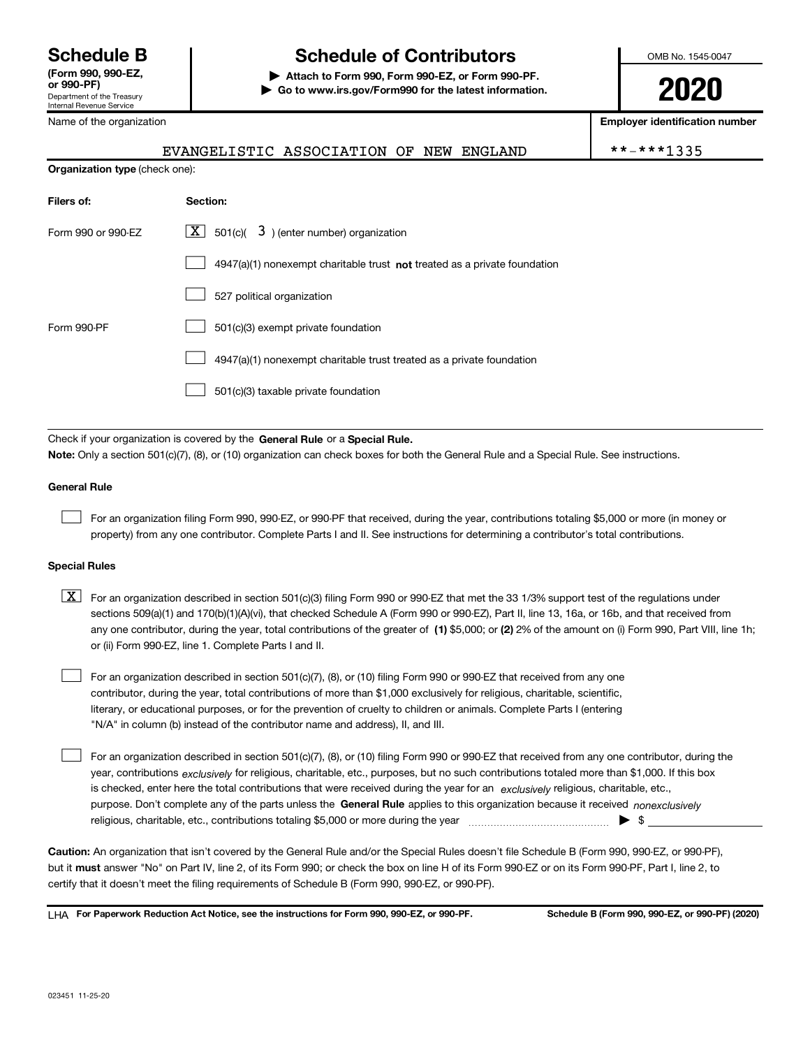**Schedule B**
**(Form 990, 990-EZ, or 990-PF)**
Department of the Treasury
Internal Revenue Service

# Schedule of Contributors

**▶ Attach to Form 990, Form 990-EZ, or Form 990-PF.**
**▶ Go to www.irs.gov/Form990 for the latest information.**

OMB No. 1545-0047

**2020**

Name of the organization: EVANGELISTIC ASSOCIATION OF NEW ENGLAND

**Employer identification number**: **-***1335

**Organization type** (check one):

| **Filers of:** | **Section:** |
|---|---|
| Form 990 or 990-EZ | [X] 501(c)( 3 ) (enter number) organization |
| | [ ] 4947(a)(1) nonexempt charitable trust **not** treated as a private foundation |
| | [ ] 527 political organization |
| Form 990-PF | [ ] 501(c)(3) exempt private foundation |
| | [ ] 4947(a)(1) nonexempt charitable trust treated as a private foundation |
| | [ ] 501(c)(3) taxable private foundation |

Check if your organization is covered by the **General Rule** or a **Special Rule.**

**Note:** Only a section 501(c)(7), (8), or (10) organization can check boxes for both the General Rule and a Special Rule. See instructions.

**General Rule**

[ ] For an organization filing Form 990, 990-EZ, or 990-PF that received, during the year, contributions totaling $5,000 or more (in money or property) from any one contributor. Complete Parts I and II. See instructions for determining a contributor's total contributions.

**Special Rules**

[X] For an organization described in section 501(c)(3) filing Form 990 or 990-EZ that met the 33 1/3% support test of the regulations under sections 509(a)(1) and 170(b)(1)(A)(vi), that checked Schedule A (Form 990 or 990-EZ), Part II, line 13, 16a, or 16b, and that received from any one contributor, during the year, total contributions of the greater of **(1)** $5,000; or **(2)** 2% of the amount on (i) Form 990, Part VIII, line 1h; or (ii) Form 990-EZ, line 1. Complete Parts I and II.

[ ] For an organization described in section 501(c)(7), (8), or (10) filing Form 990 or 990-EZ that received from any one contributor, during the year, total contributions of more than $1,000 exclusively for religious, charitable, scientific, literary, or educational purposes, or for the prevention of cruelty to children or animals. Complete Parts I (entering "N/A" in column (b) instead of the contributor name and address), II, and III.

[ ] For an organization described in section 501(c)(7), (8), or (10) filing Form 990 or 990-EZ that received from any one contributor, during the year, contributions *exclusively* for religious, charitable, etc., purposes, but no such contributions totaled more than $1,000. If this box is checked, enter here the total contributions that were received during the year for an *exclusively* religious, charitable, etc., purpose. Don't complete any of the parts unless the **General Rule** applies to this organization because it received *nonexclusively* religious, charitable, etc., contributions totaling $5,000 or more during the year ▶ $

**Caution:** An organization that isn't covered by the General Rule and/or the Special Rules doesn't file Schedule B (Form 990, 990-EZ, or 990-PF), but it **must** answer "No" on Part IV, line 2, of its Form 990; or check the box on line H of its Form 990-EZ or on its Form 990-PF, Part I, line 2, to certify that it doesn't meet the filing requirements of Schedule B (Form 990, 990-EZ, or 990-PF).

LHA **For Paperwork Reduction Act Notice, see the instructions for Form 990, 990-EZ, or 990-PF.** **Schedule B (Form 990, 990-EZ, or 990-PF) (2020)**

023451 11-25-20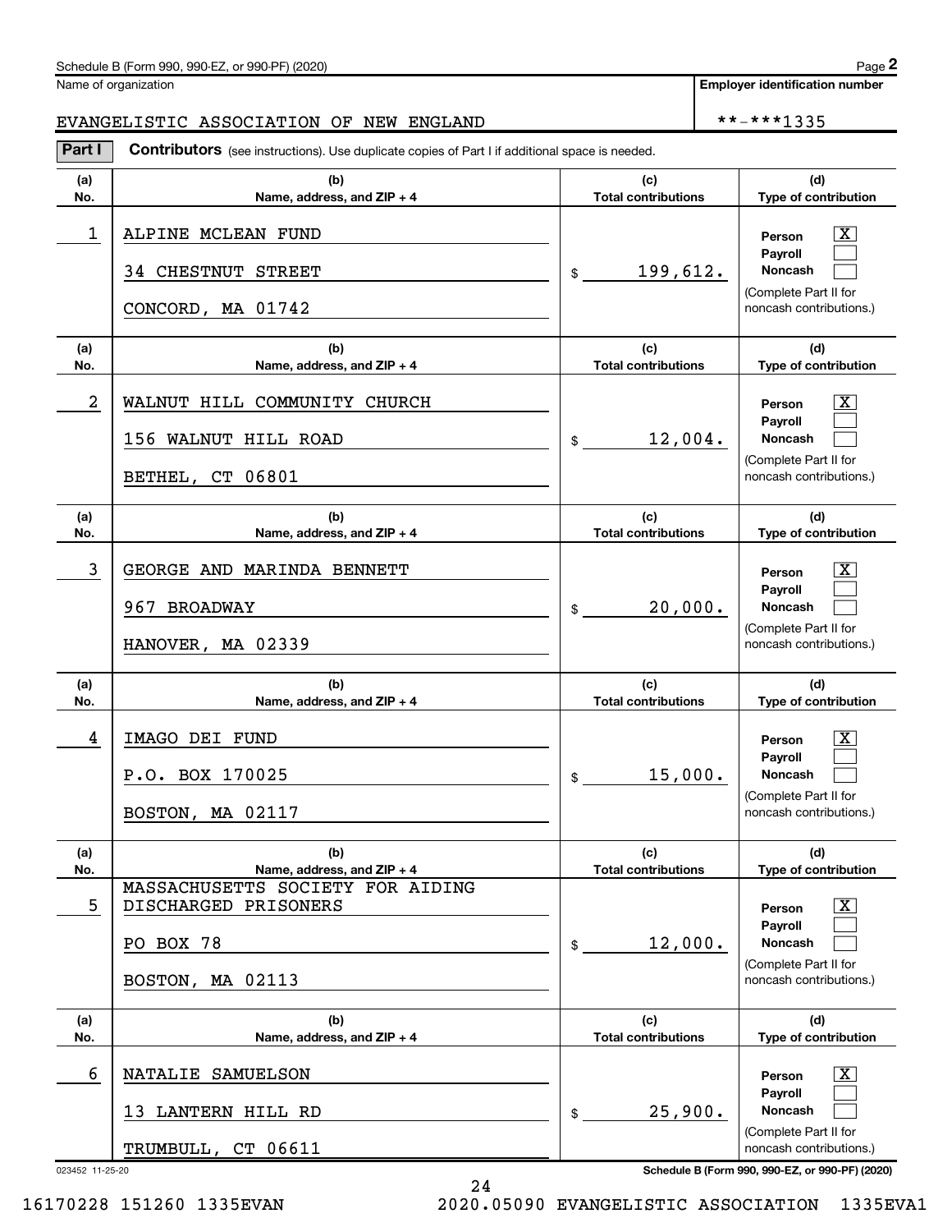Schedule B (Form 990, 990-EZ, or 990-PF) (2020)

Name of organization

EVANGELISTIC ASSOCIATION OF NEW ENGLAND

**Employer identification number**

**-***1335

**Part I** **Contributors** (see instructions). Use duplicate copies of Part I if additional space is needed.

| (a) No. | (b) Name, address, and ZIP + 4 | (c) Total contributions | (d) Type of contribution |
|---|---|---|---|
| 1 | ALPINE MCLEAN FUND<br>34 CHESTNUT STREET<br>CONCORD, MA 01742 | $ 199,612. | Person [X]<br>Payroll [ ]<br>Noncash [ ]<br>(Complete Part II for noncash contributions.) |
| 2 | WALNUT HILL COMMUNITY CHURCH<br>156 WALNUT HILL ROAD<br>BETHEL, CT 06801 | $ 12,004. | Person [X]<br>Payroll [ ]<br>Noncash [ ]<br>(Complete Part II for noncash contributions.) |
| 3 | GEORGE AND MARINDA BENNETT<br>967 BROADWAY<br>HANOVER, MA 02339 | $ 20,000. | Person [X]<br>Payroll [ ]<br>Noncash [ ]<br>(Complete Part II for noncash contributions.) |
| 4 | IMAGO DEI FUND<br>P.O. BOX 170025<br>BOSTON, MA 02117 | $ 15,000. | Person [X]<br>Payroll [ ]<br>Noncash [ ]<br>(Complete Part II for noncash contributions.) |
| 5 | MASSACHUSETTS SOCIETY FOR AIDING DISCHARGED PRISONERS<br>PO BOX 78<br>BOSTON, MA 02113 | $ 12,000. | Person [X]<br>Payroll [ ]<br>Noncash [ ]<br>(Complete Part II for noncash contributions.) |
| 6 | NATALIE SAMUELSON<br>13 LANTERN HILL RD<br>TRUMBULL, CT 06611 | $ 25,900. | Person [X]<br>Payroll [ ]<br>Noncash [ ]<br>(Complete Part II for noncash contributions.) |

023452 11-25-20

Schedule B (Form 990, 990-EZ, or 990-PF) (2020)

16170228 151260 1335EVAN 2020.05090 EVANGELISTIC ASSOCIATION 1335EVA1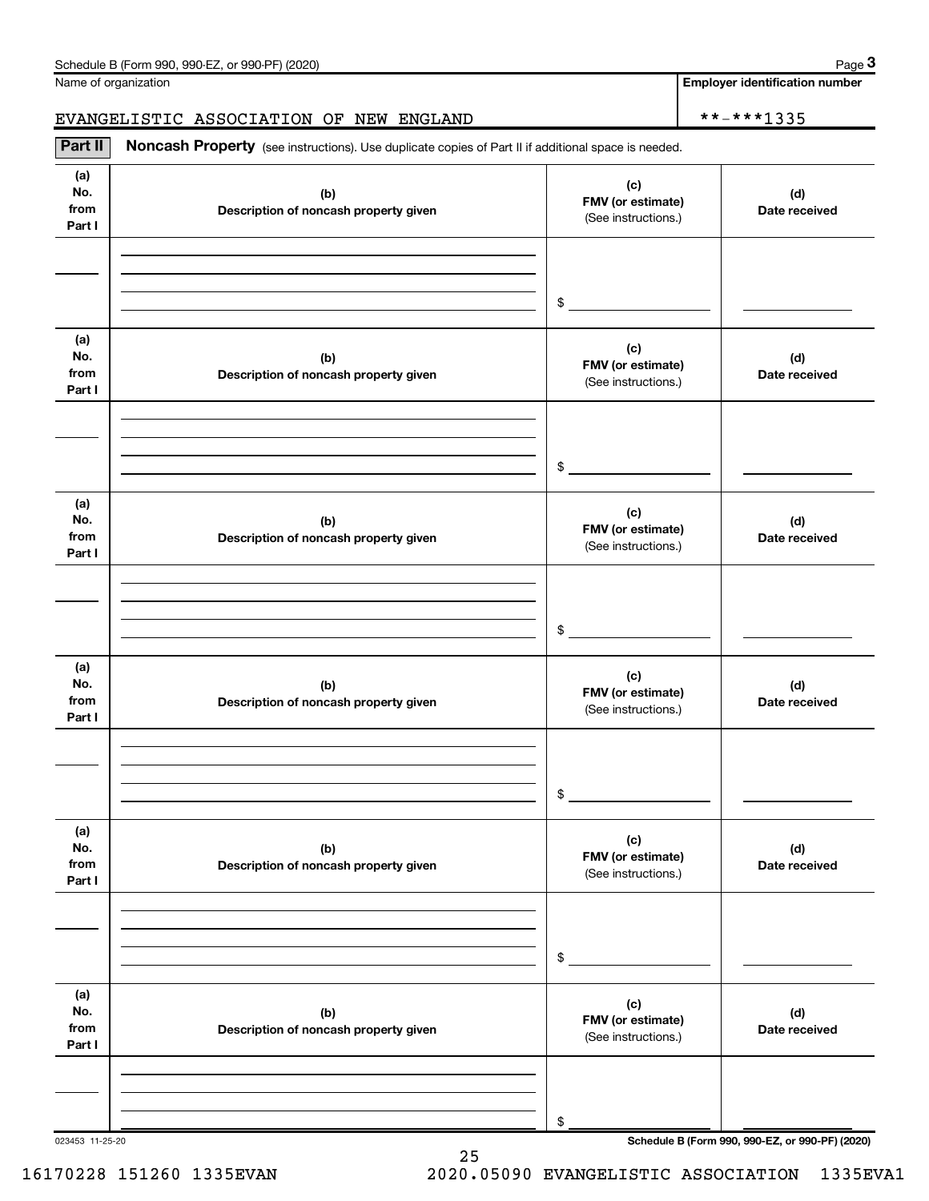Schedule B (Form 990, 990-EZ, or 990-PF) (2020) Page **3**

Name of organization: EVANGELISTIC ASSOCIATION OF NEW ENGLAND

**Employer identification number**: **-***1335

**Part II** **Noncash Property** (see instructions). Use duplicate copies of Part II if additional space is needed.

| (a) No. from Part I | (b) Description of noncash property given | (c) FMV (or estimate) (See instructions.) | (d) Date received |
|---|---|---|---|
| | | $ | |

| (a) No. from Part I | (b) Description of noncash property given | (c) FMV (or estimate) (See instructions.) | (d) Date received |
|---|---|---|---|
| | | $ | |

| (a) No. from Part I | (b) Description of noncash property given | (c) FMV (or estimate) (See instructions.) | (d) Date received |
|---|---|---|---|
| | | $ | |

| (a) No. from Part I | (b) Description of noncash property given | (c) FMV (or estimate) (See instructions.) | (d) Date received |
|---|---|---|---|
| | | $ | |

| (a) No. from Part I | (b) Description of noncash property given | (c) FMV (or estimate) (See instructions.) | (d) Date received |
|---|---|---|---|
| | | $ | |

| (a) No. from Part I | (b) Description of noncash property given | (c) FMV (or estimate) (See instructions.) | (d) Date received |
|---|---|---|---|
| | | $ | |

023453 11-25-20 **Schedule B (Form 990, 990-EZ, or 990-PF) (2020)**

16170228 151260 1335EVAN 2020.05090 EVANGELISTIC ASSOCIATION 1335EVA1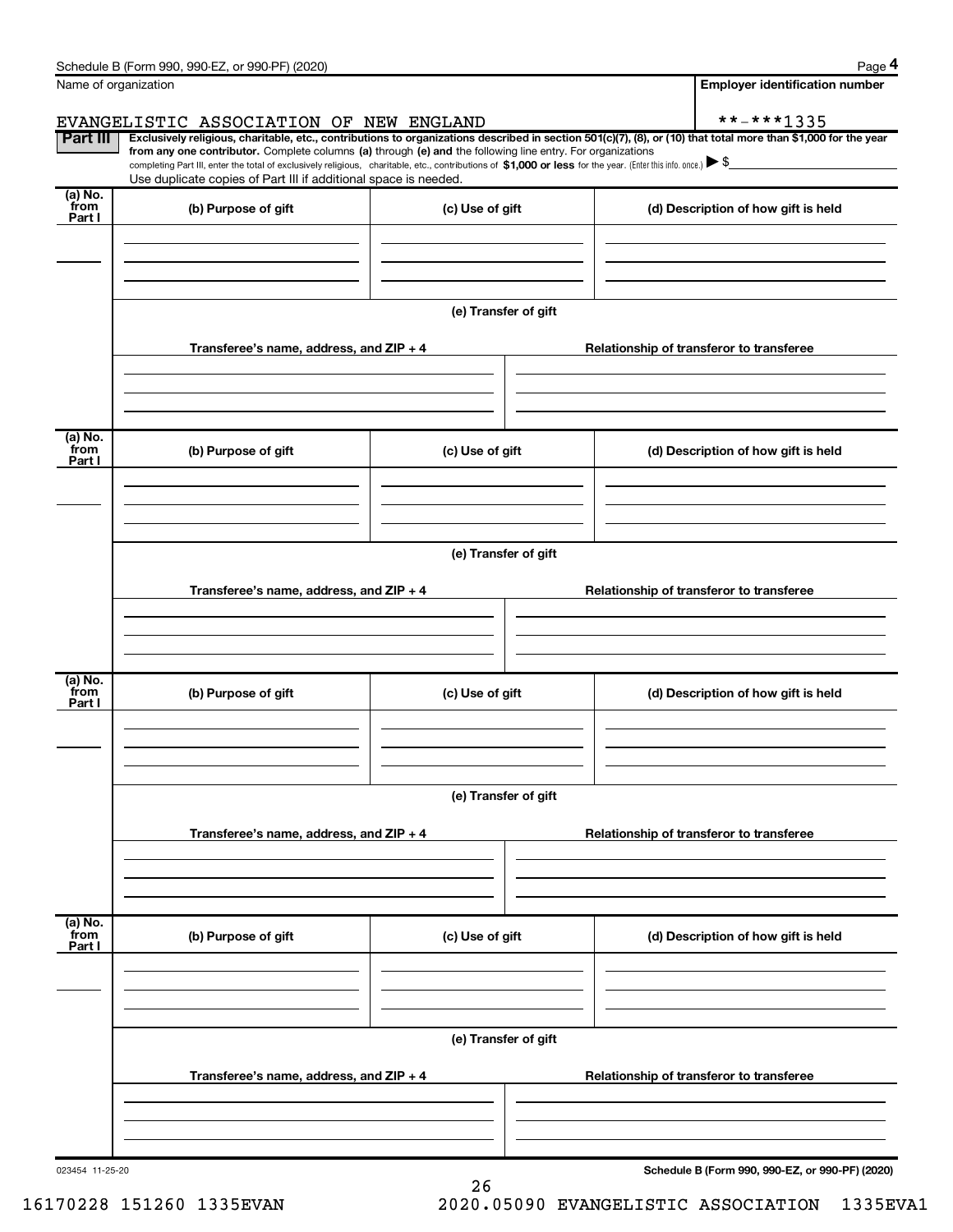Schedule B (Form 990, 990-EZ, or 990-PF) (2020)

Name of organization: EVANGELISTIC ASSOCIATION OF NEW ENGLAND

Employer identification number: **-***1335

**Part III** **Exclusively religious, charitable, etc., contributions to organizations described in section 501(c)(7), (8), or (10) that total more than $1,000 for the year from any one contributor.** Complete columns **(a)** through **(e) and** the following line entry. For organizations completing Part III, enter the total of exclusively religious, charitable, etc., contributions of **$1,000 or less** for the year. (Enter this info. once.) ▶ $

Use duplicate copies of Part III if additional space is needed.

| (a) No. from Part I | (b) Purpose of gift | (c) Use of gift | (d) Description of how gift is held |
|---|---|---|---|
| | | | |

(e) Transfer of gift

| Transferee's name, address, and ZIP + 4 | Relationship of transferor to transferee |
|---|---|
| | |

| (a) No. from Part I | (b) Purpose of gift | (c) Use of gift | (d) Description of how gift is held |
|---|---|---|---|
| | | | |

(e) Transfer of gift

| Transferee's name, address, and ZIP + 4 | Relationship of transferor to transferee |
|---|---|
| | |

| (a) No. from Part I | (b) Purpose of gift | (c) Use of gift | (d) Description of how gift is held |
|---|---|---|---|
| | | | |

(e) Transfer of gift

| Transferee's name, address, and ZIP + 4 | Relationship of transferor to transferee |
|---|---|
| | |

| (a) No. from Part I | (b) Purpose of gift | (c) Use of gift | (d) Description of how gift is held |
|---|---|---|---|
| | | | |

(e) Transfer of gift

| Transferee's name, address, and ZIP + 4 | Relationship of transferor to transferee |
|---|---|
| | |

023454 11-25-20

Schedule B (Form 990, 990-EZ, or 990-PF) (2020)

16170228 151260 1335EVAN 2020.05090 EVANGELISTIC ASSOCIATION 1335EVA1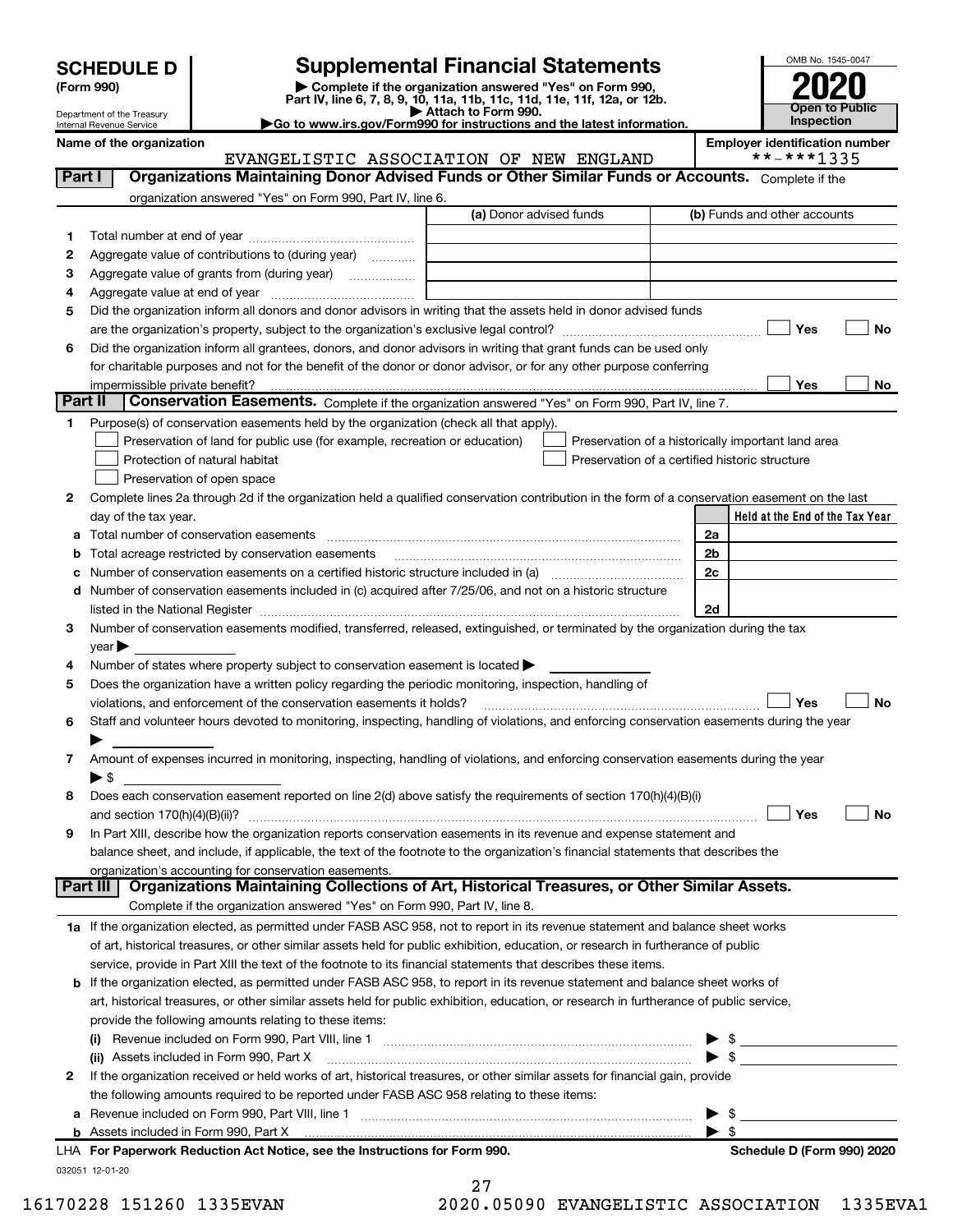**SCHEDULE D** (Form 990)

Department of the Treasury
Internal Revenue Service

# Supplemental Financial Statements

▶ Complete if the organization answered "Yes" on Form 990, Part IV, line 6, 7, 8, 9, 10, 11a, 11b, 11c, 11d, 11e, 11f, 12a, or 12b.
▶ Attach to Form 990.
▶Go to www.irs.gov/Form990 for instructions and the latest information.

OMB No. 1545-0047
**2020**
**Open to Public Inspection**

**Name of the organization:** EVANGELISTIC ASSOCIATION OF NEW ENGLAND
**Employer identification number:** **-***1335

## Part I  Organizations Maintaining Donor Advised Funds or Other Similar Funds or Accounts.
Complete if the organization answered "Yes" on Form 990, Part IV, line 6.

| | | (a) Donor advised funds | (b) Funds and other accounts |
|---|---|---|---|
| 1 | Total number at end of year | | |
| 2 | Aggregate value of contributions to (during year) | | |
| 3 | Aggregate value of grants from (during year) | | |
| 4 | Aggregate value at end of year | | |

5 Did the organization inform all donors and donor advisors in writing that the assets held in donor advised funds are the organization's property, subject to the organization's exclusive legal control? ☐ Yes ☐ No

6 Did the organization inform all grantees, donors, and donor advisors in writing that grant funds can be used only for charitable purposes and not for the benefit of the donor or donor advisor, or for any other purpose conferring impermissible private benefit? ☐ Yes ☐ No

## Part II  Conservation Easements.
Complete if the organization answered "Yes" on Form 990, Part IV, line 7.

1 Purpose(s) of conservation easements held by the organization (check all that apply).
- ☐ Preservation of land for public use (for example, recreation or education)
- ☐ Protection of natural habitat
- ☐ Preservation of open space
- ☐ Preservation of a historically important land area
- ☐ Preservation of a certified historic structure

2 Complete lines 2a through 2d if the organization held a qualified conservation contribution in the form of a conservation easement on the last day of the tax year.

| | | | Held at the End of the Tax Year |
|---|---|---|---|
| a | Total number of conservation easements | 2a | |
| b | Total acreage restricted by conservation easements | 2b | |
| c | Number of conservation easements on a certified historic structure included in (a) | 2c | |
| d | Number of conservation easements included in (c) acquired after 7/25/06, and not on a historic structure listed in the National Register | 2d | |

3 Number of conservation easements modified, transferred, released, extinguished, or terminated by the organization during the tax year ▶

4 Number of states where property subject to conservation easement is located ▶

5 Does the organization have a written policy regarding the periodic monitoring, inspection, handling of violations, and enforcement of the conservation easements it holds? ☐ Yes ☐ No

6 Staff and volunteer hours devoted to monitoring, inspecting, handling of violations, and enforcing conservation easements during the year ▶

7 Amount of expenses incurred in monitoring, inspecting, handling of violations, and enforcing conservation easements during the year ▶ $

8 Does each conservation easement reported on line 2(d) above satisfy the requirements of section 170(h)(4)(B)(i) and section 170(h)(4)(B)(ii)? ☐ Yes ☐ No

9 In Part XIII, describe how the organization reports conservation easements in its revenue and expense statement and balance sheet, and include, if applicable, the text of the footnote to the organization's financial statements that describes the organization's accounting for conservation easements.

## Part III  Organizations Maintaining Collections of Art, Historical Treasures, or Other Similar Assets.
Complete if the organization answered "Yes" on Form 990, Part IV, line 8.

1a If the organization elected, as permitted under FASB ASC 958, not to report in its revenue statement and balance sheet works of art, historical treasures, or other similar assets held for public exhibition, education, or research in furtherance of public service, provide in Part XIII the text of the footnote to its financial statements that describes these items.

b If the organization elected, as permitted under FASB ASC 958, to report in its revenue statement and balance sheet works of art, historical treasures, or other similar assets held for public exhibition, education, or research in furtherance of public service, provide the following amounts relating to these items:

(i) Revenue included on Form 990, Part VIII, line 1 ▶ $

(ii) Assets included in Form 990, Part X ▶ $

2 If the organization received or held works of art, historical treasures, or other similar assets for financial gain, provide the following amounts required to be reported under FASB ASC 958 relating to these items:

a Revenue included on Form 990, Part VIII, line 1 ▶ $

b Assets included in Form 990, Part X ▶ $

**LHA For Paperwork Reduction Act Notice, see the Instructions for Form 990.** **Schedule D (Form 990) 2020**

032051 12-01-20

16170228 151260 1335EVAN 2020.05090 EVANGELISTIC ASSOCIATION 1335EVA1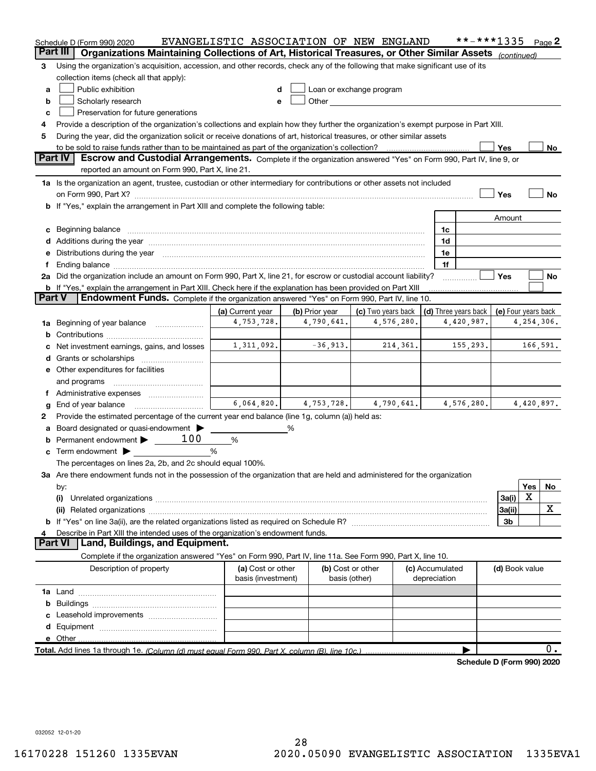Schedule D (Form 990) 2020 EVANGELISTIC ASSOCIATION OF NEW ENGLAND **-***1335 Page 2

## Part III Organizations Maintaining Collections of Art, Historical Treasures, or Other Similar Assets *(continued)*

**3** Using the organization's acquisition, accession, and other records, check any of the following that make significant use of its collection items (check all that apply):

- **a** ☐ Public exhibition
- **b** ☐ Scholarly research
- **c** ☐ Preservation for future generations
- **d** ☐ Loan or exchange program
- **e** ☐ Other

**4** Provide a description of the organization's collections and explain how they further the organization's exempt purpose in Part XIII.

**5** During the year, did the organization solicit or receive donations of art, historical treasures, or other similar assets to be sold to raise funds rather than to be maintained as part of the organization's collection? ☐ Yes ☐ No

## Part IV Escrow and Custodial Arrangements.

Complete if the organization answered "Yes" on Form 990, Part IV, line 9, or reported an amount on Form 990, Part X, line 21.

**1a** Is the organization an agent, trustee, custodian or other intermediary for contributions or other assets not included on Form 990, Part X? ☐ Yes ☐ No

**b** If "Yes," explain the arrangement in Part XIII and complete the following table:

| | | Amount |
|---|---|---|
| **c** Beginning balance | 1c | |
| **d** Additions during the year | 1d | |
| **e** Distributions during the year | 1e | |
| **f** Ending balance | 1f | |

**2a** Did the organization include an amount on Form 990, Part X, line 21, for escrow or custodial account liability? ☐ Yes ☐ No

**b** If "Yes," explain the arrangement in Part XIII. Check here if the explanation has been provided on Part XIII ☐

## Part V Endowment Funds.

Complete if the organization answered "Yes" on Form 990, Part IV, line 10.

| | (a) Current year | (b) Prior year | (c) Two years back | (d) Three years back | (e) Four years back |
|---|---|---|---|---|---|
| **1a** Beginning of year balance | 4,753,728. | 4,790,641. | 4,576,280. | 4,420,987. | 4,254,306. |
| **b** Contributions | | | | | |
| **c** Net investment earnings, gains, and losses | 1,311,092. | -36,913. | 214,361. | 155,293. | 166,591. |
| **d** Grants or scholarships | | | | | |
| **e** Other expenditures for facilities and programs | | | | | |
| **f** Administrative expenses | | | | | |
| **g** End of year balance | 6,064,820. | 4,753,728. | 4,790,641. | 4,576,280. | 4,420,897. |

**2** Provide the estimated percentage of the current year end balance (line 1g, column (a)) held as:

- **a** Board designated or quasi-endowment ▶ ______ %
- **b** Permanent endowment ▶ 100 %
- **c** Term endowment ▶ ______ %

The percentages on lines 2a, 2b, and 2c should equal 100%.

**3a** Are there endowment funds not in the possession of the organization that are held and administered for the organization by:

| | | Yes | No |
|---|---|---|---|
| **(i)** Unrelated organizations | 3a(i) | X | |
| **(ii)** Related organizations | 3a(ii) | | X |
| **b** If "Yes" on line 3a(ii), are the related organizations listed as required on Schedule R? | 3b | | |

**4** Describe in Part XIII the intended uses of the organization's endowment funds.

## Part VI Land, Buildings, and Equipment.

Complete if the organization answered "Yes" on Form 990, Part IV, line 11a. See Form 990, Part X, line 10.

| Description of property | (a) Cost or other basis (investment) | (b) Cost or other basis (other) | (c) Accumulated depreciation | (d) Book value |
|---|---|---|---|---|
| **1a** Land | | | | |
| **b** Buildings | | | | |
| **c** Leasehold improvements | | | | |
| **d** Equipment | | | | |
| **e** Other | | | | |
| **Total.** Add lines 1a through 1e. *(Column (d) must equal Form 990, Part X, column (B), line 10c.)* | | | | 0. |

**Schedule D (Form 990) 2020**

032052 12-01-20

16170228 151260 1335EVAN 2020.05090 EVANGELISTIC ASSOCIATION 1335EVA1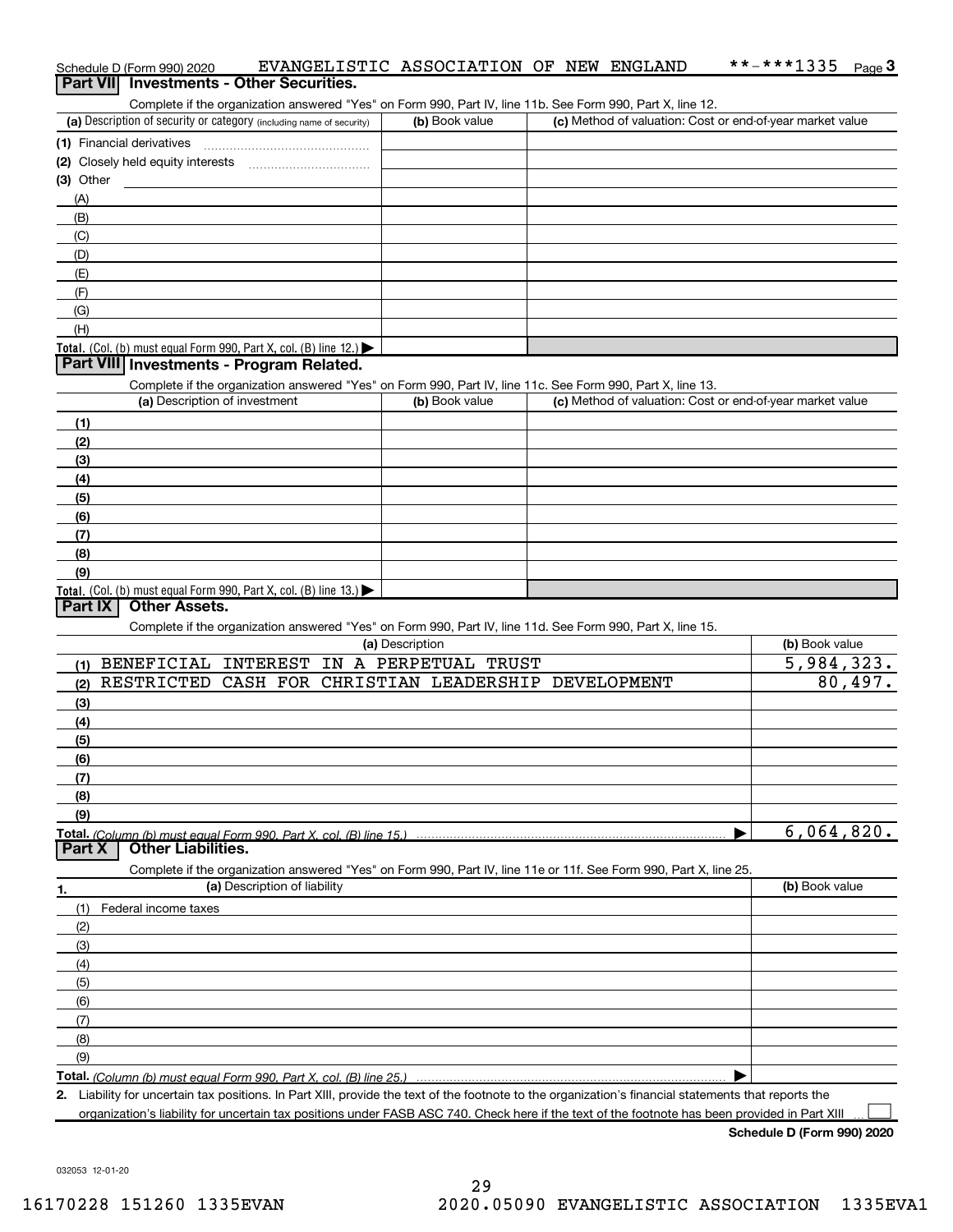Schedule D (Form 990) 2020 EVANGELISTIC ASSOCIATION OF NEW ENGLAND **-***1335

## Part VII Investments - Other Securities.

Complete if the organization answered "Yes" on Form 990, Part IV, line 11b. See Form 990, Part X, line 12.

| (a) Description of security or category (including name of security) | (b) Book value | (c) Method of valuation: Cost or end-of-year market value |
|---|---|---|
| (1) Financial derivatives | | |
| (2) Closely held equity interests | | |
| (3) Other | | |
| (A) | | |
| (B) | | |
| (C) | | |
| (D) | | |
| (E) | | |
| (F) | | |
| (G) | | |
| (H) | | |
| **Total.** (Col. (b) must equal Form 990, Part X, col. (B) line 12.) | | |

## Part VIII Investments - Program Related.

Complete if the organization answered "Yes" on Form 990, Part IV, line 11c. See Form 990, Part X, line 13.

| (a) Description of investment | (b) Book value | (c) Method of valuation: Cost or end-of-year market value |
|---|---|---|
| (1) | | |
| (2) | | |
| (3) | | |
| (4) | | |
| (5) | | |
| (6) | | |
| (7) | | |
| (8) | | |
| (9) | | |
| **Total.** (Col. (b) must equal Form 990, Part X, col. (B) line 13.) | | |

## Part IX Other Assets.

Complete if the organization answered "Yes" on Form 990, Part IV, line 11d. See Form 990, Part X, line 15.

| (a) Description | (b) Book value |
|---|---|
| (1) BENEFICIAL INTEREST IN A PERPETUAL TRUST | 5,984,323. |
| (2) RESTRICTED CASH FOR CHRISTIAN LEADERSHIP DEVELOPMENT | 80,497. |
| (3) | |
| (4) | |
| (5) | |
| (6) | |
| (7) | |
| (8) | |
| (9) | |
| **Total.** *(Column (b) must equal Form 990, Part X, col. (B) line 15.)* | 6,064,820. |

## Part X Other Liabilities.

Complete if the organization answered "Yes" on Form 990, Part IV, line 11e or 11f. See Form 990, Part X, line 25.

| 1. (a) Description of liability | (b) Book value |
|---|---|
| (1) Federal income taxes | |
| (2) | |
| (3) | |
| (4) | |
| (5) | |
| (6) | |
| (7) | |
| (8) | |
| (9) | |
| **Total.** *(Column (b) must equal Form 990, Part X, col. (B) line 25.)* | |

**2.** Liability for uncertain tax positions. In Part XIII, provide the text of the footnote to the organization's financial statements that reports the organization's liability for uncertain tax positions under FASB ASC 740. Check here if the text of the footnote has been provided in Part XIII ☐

**Schedule D (Form 990) 2020**

032053 12-01-20

16170228 151260 1335EVAN 2020.05090 EVANGELISTIC ASSOCIATION 1335EVA1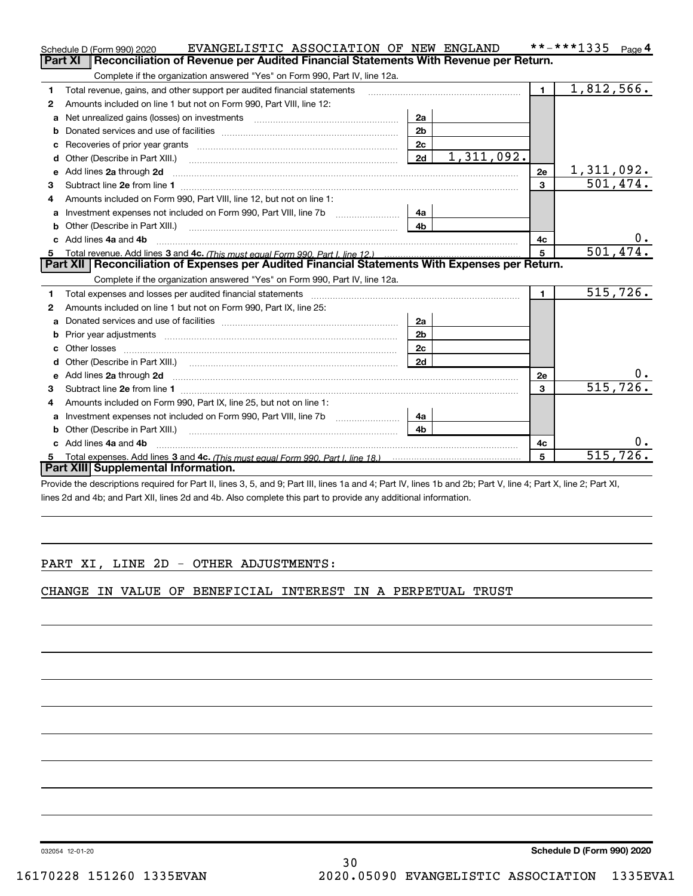Schedule D (Form 990) 2020 EVANGELISTIC ASSOCIATION OF NEW ENGLAND **-***1335 Page 4

## Part XI Reconciliation of Revenue per Audited Financial Statements With Revenue per Return.

Complete if the organization answered "Yes" on Form 990, Part IV, line 12a.

| | | | | | |
|---|---|---|---|---|---|
| 1 | Total revenue, gains, and other support per audited financial statements | | | 1 | 1,812,566. |
| 2 | Amounts included on line 1 but not on Form 990, Part VIII, line 12: | | | | |
| a | Net unrealized gains (losses) on investments | 2a | | | |
| b | Donated services and use of facilities | 2b | | | |
| c | Recoveries of prior year grants | 2c | | | |
| d | Other (Describe in Part XIII.) | 2d | 1,311,092. | | |
| e | Add lines 2a through 2d | | | 2e | 1,311,092. |
| 3 | Subtract line 2e from line 1 | | | 3 | 501,474. |
| 4 | Amounts included on Form 990, Part VIII, line 12, but not on line 1: | | | | |
| a | Investment expenses not included on Form 990, Part VIII, line 7b | 4a | | | |
| b | Other (Describe in Part XIII.) | 4b | | | |
| c | Add lines 4a and 4b | | | 4c | 0. |
| 5 | Total revenue. Add lines 3 and 4c. *(This must equal Form 990, Part I, line 12.)* | | | 5 | 501,474. |

## Part XII Reconciliation of Expenses per Audited Financial Statements With Expenses per Return.

Complete if the organization answered "Yes" on Form 990, Part IV, line 12a.

| | | | | | |
|---|---|---|---|---|---|
| 1 | Total expenses and losses per audited financial statements | | | 1 | 515,726. |
| 2 | Amounts included on line 1 but not on Form 990, Part IX, line 25: | | | | |
| a | Donated services and use of facilities | 2a | | | |
| b | Prior year adjustments | 2b | | | |
| c | Other losses | 2c | | | |
| d | Other (Describe in Part XIII.) | 2d | | | |
| e | Add lines 2a through 2d | | | 2e | 0. |
| 3 | Subtract line 2e from line 1 | | | 3 | 515,726. |
| 4 | Amounts included on Form 990, Part IX, line 25, but not on line 1: | | | | |
| a | Investment expenses not included on Form 990, Part VIII, line 7b | 4a | | | |
| b | Other (Describe in Part XIII.) | 4b | | | |
| c | Add lines 4a and 4b | | | 4c | 0. |
| 5 | Total expenses. Add lines 3 and 4c. *(This must equal Form 990, Part I, line 18.)* | | | 5 | 515,726. |

## Part XIII Supplemental Information.

Provide the descriptions required for Part II, lines 3, 5, and 9; Part III, lines 1a and 4; Part IV, lines 1b and 2b; Part V, line 4; Part X, line 2; Part XI, lines 2d and 4b; and Part XII, lines 2d and 4b. Also complete this part to provide any additional information.

PART XI, LINE 2D - OTHER ADJUSTMENTS:

CHANGE IN VALUE OF BENEFICIAL INTEREST IN A PERPETUAL TRUST

032054 12-01-20 **Schedule D (Form 990) 2020**

16170228 151260 1335EVAN 2020.05090 EVANGELISTIC ASSOCIATION 1335EVA1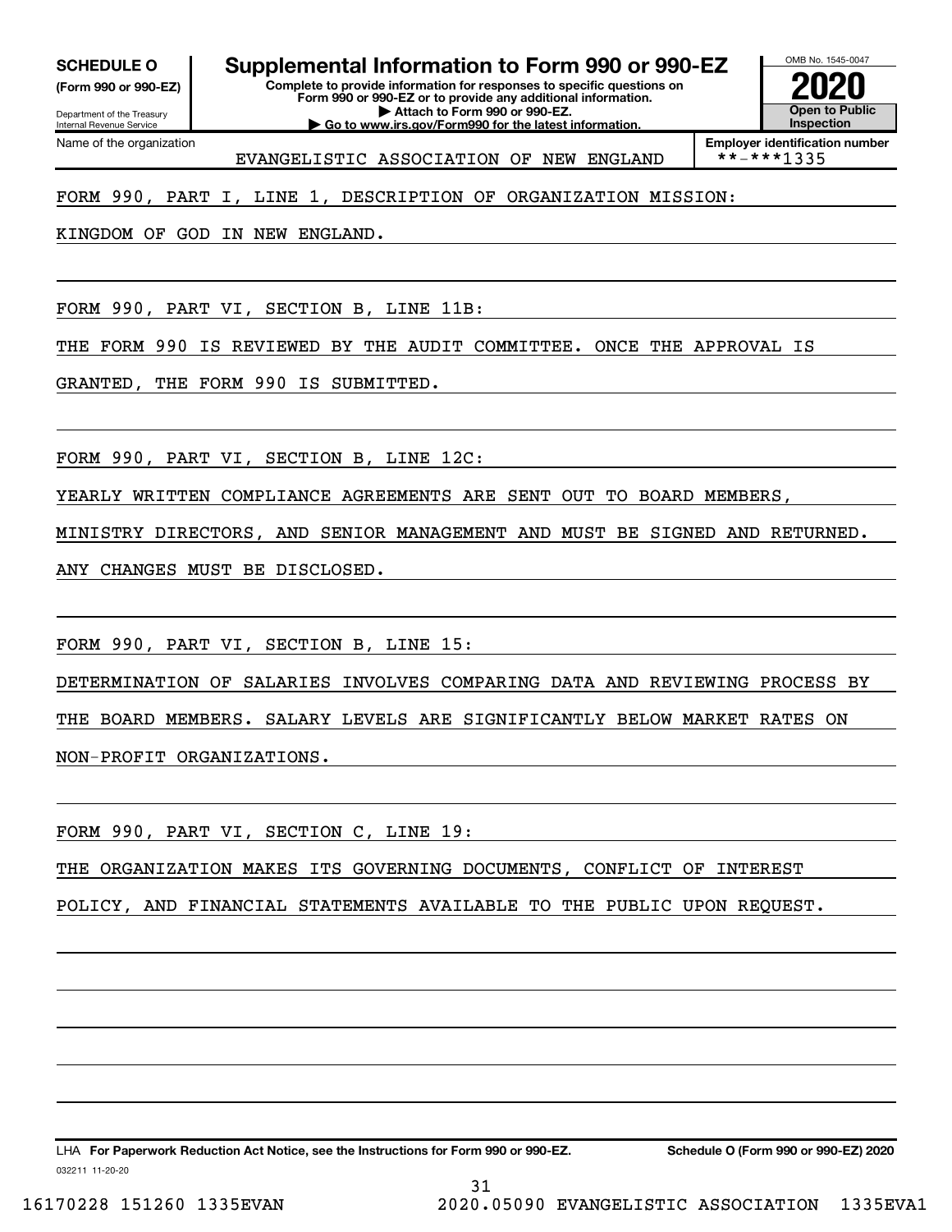**SCHEDULE O**
**(Form 990 or 990-EZ)**

Department of the Treasury
Internal Revenue Service

# Supplemental Information to Form 990 or 990-EZ

**Complete to provide information for responses to specific questions on Form 990 or 990-EZ or to provide any additional information.**
**▶ Attach to Form 990 or 990-EZ.**
**▶ Go to www.irs.gov/Form990 for the latest information.**

OMB No. 1545-0047
**2020**
**Open to Public Inspection**

Name of the organization: EVANGELISTIC ASSOCIATION OF NEW ENGLAND

**Employer identification number**: **-***1335

FORM 990, PART I, LINE 1, DESCRIPTION OF ORGANIZATION MISSION:

KINGDOM OF GOD IN NEW ENGLAND.

FORM 990, PART VI, SECTION B, LINE 11B:

THE FORM 990 IS REVIEWED BY THE AUDIT COMMITTEE. ONCE THE APPROVAL IS GRANTED, THE FORM 990 IS SUBMITTED.

FORM 990, PART VI, SECTION B, LINE 12C:

YEARLY WRITTEN COMPLIANCE AGREEMENTS ARE SENT OUT TO BOARD MEMBERS, MINISTRY DIRECTORS, AND SENIOR MANAGEMENT AND MUST BE SIGNED AND RETURNED. ANY CHANGES MUST BE DISCLOSED.

FORM 990, PART VI, SECTION B, LINE 15:

DETERMINATION OF SALARIES INVOLVES COMPARING DATA AND REVIEWING PROCESS BY THE BOARD MEMBERS. SALARY LEVELS ARE SIGNIFICANTLY BELOW MARKET RATES ON NON-PROFIT ORGANIZATIONS.

FORM 990, PART VI, SECTION C, LINE 19:

THE ORGANIZATION MAKES ITS GOVERNING DOCUMENTS, CONFLICT OF INTEREST POLICY, AND FINANCIAL STATEMENTS AVAILABLE TO THE PUBLIC UPON REQUEST.

LHA **For Paperwork Reduction Act Notice, see the Instructions for Form 990 or 990-EZ.** **Schedule O (Form 990 or 990-EZ) 2020**

032211 11-20-20

16170228 151260 1335EVAN 2020.05090 EVANGELISTIC ASSOCIATION 1335EVA1